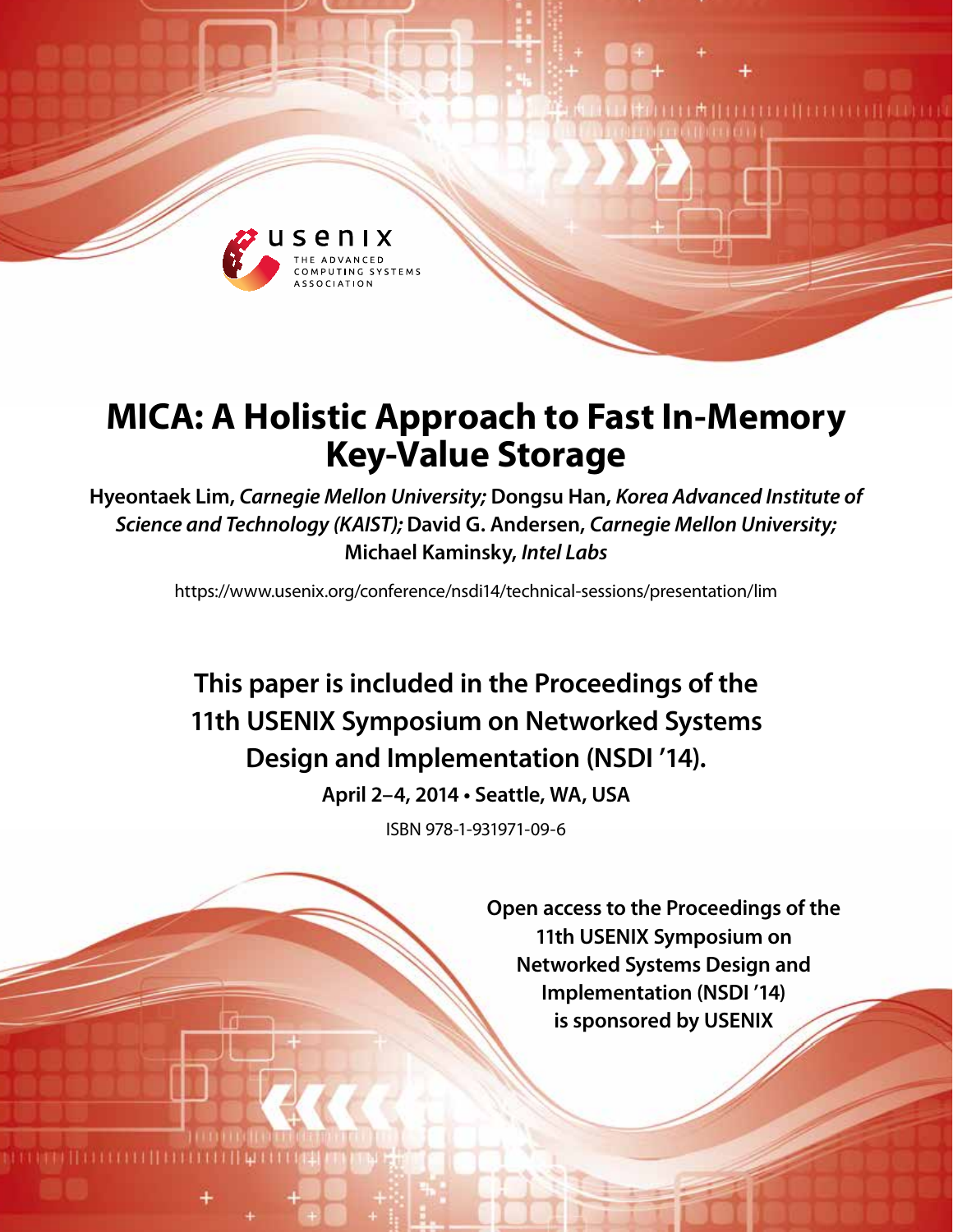# MICA: A Holistic Approach to Fast In-Memory Key-Value Storage

**Hyeontaek Lim,** ***Carnegie Mellon University;*** **Dongsu Han,** ***Korea Advanced Institute of Science and Technology (KAIST);*** **David G. Andersen,** ***Carnegie Mellon University;*** **Michael Kaminsky,** ***Intel Labs***

https://www.usenix.org/conference/nsdi14/technical-sessions/presentation/lim

**This paper is included in the Proceedings of the 11th USENIX Symposium on Networked Systems Design and Implementation (NSDI '14).**

**April 2–4, 2014 • Seattle, WA, USA**

ISBN 978-1-931971-09-6

**Open access to the Proceedings of the 11th USENIX Symposium on Networked Systems Design and Implementation (NSDI '14) is sponsored by USENIX**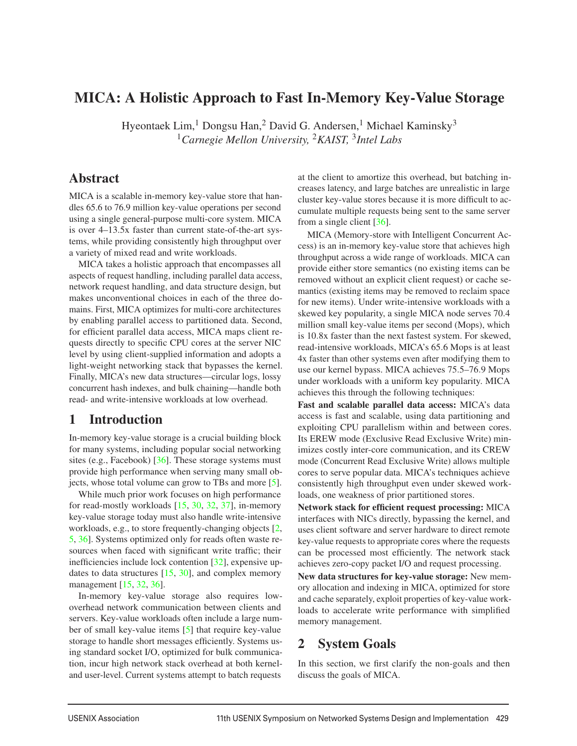# MICA: A Holistic Approach to Fast In-Memory Key-Value Storage

Hyeontaek Lim,[1] Dongsu Han,[2] David G. Andersen,[1] Michael Kaminsky[3]

[1]*Carnegie Mellon University,* [2]*KAIST,* [3]*Intel Labs*

## Abstract

MICA is a scalable in-memory key-value store that handles 65.6 to 76.9 million key-value operations per second using a single general-purpose multi-core system. MICA is over 4–13.5x faster than current state-of-the-art systems, while providing consistently high throughput over a variety of mixed read and write workloads.

MICA takes a holistic approach that encompasses all aspects of request handling, including parallel data access, network request handling, and data structure design, but makes unconventional choices in each of the three domains. First, MICA optimizes for multi-core architectures by enabling parallel access to partitioned data. Second, for efficient parallel data access, MICA maps client requests directly to specific CPU cores at the server NIC level by using client-supplied information and adopts a light-weight networking stack that bypasses the kernel. Finally, MICA's new data structures—circular logs, lossy concurrent hash indexes, and bulk chaining—handle both read- and write-intensive workloads at low overhead.

## 1 Introduction

In-memory key-value storage is a crucial building block for many systems, including popular social networking sites (e.g., Facebook) [36]. These storage systems must provide high performance when serving many small objects, whose total volume can grow to TBs and more [5].

While much prior work focuses on high performance for read-mostly workloads [15, 30, 32, 37], in-memory key-value storage today must also handle write-intensive workloads, e.g., to store frequently-changing objects [2, 5, 36]. Systems optimized only for reads often waste resources when faced with significant write traffic; their inefficiencies include lock contention [32], expensive updates to data structures [15, 30], and complex memory management [15, 32, 36].

In-memory key-value storage also requires low-overhead network communication between clients and servers. Key-value workloads often include a large number of small key-value items [5] that require key-value storage to handle short messages efficiently. Systems using standard socket I/O, optimized for bulk communication, incur high network stack overhead at both kernel- and user-level. Current systems attempt to batch requests at the client to amortize this overhead, but batching increases latency, and large batches are unrealistic in large cluster key-value stores because it is more difficult to accumulate multiple requests being sent to the same server from a single client [36].

MICA (Memory-store with Intelligent Concurrent Access) is an in-memory key-value store that achieves high throughput across a wide range of workloads. MICA can provide either store semantics (no existing items can be removed without an explicit client request) or cache semantics (existing items may be removed to reclaim space for new items). Under write-intensive workloads with a skewed key popularity, a single MICA node serves 70.4 million small key-value items per second (Mops), which is 10.8x faster than the next fastest system. For skewed, read-intensive workloads, MICA's 65.6 Mops is at least 4x faster than other systems even after modifying them to use our kernel bypass. MICA achieves 75.5–76.9 Mops under workloads with a uniform key popularity. MICA achieves this through the following techniques:

**Fast and scalable parallel data access:** MICA's data access is fast and scalable, using data partitioning and exploiting CPU parallelism within and between cores. Its EREW mode (Exclusive Read Exclusive Write) minimizes costly inter-core communication, and its CREW mode (Concurrent Read Exclusive Write) allows multiple cores to serve popular data. MICA's techniques achieve consistently high throughput even under skewed workloads, one weakness of prior partitioned stores.

**Network stack for efficient request processing:** MICA interfaces with NICs directly, bypassing the kernel, and uses client software and server hardware to direct remote key-value requests to appropriate cores where the requests can be processed most efficiently. The network stack achieves zero-copy packet I/O and request processing.

**New data structures for key-value storage:** New memory allocation and indexing in MICA, optimized for store and cache separately, exploit properties of key-value workloads to accelerate write performance with simplified memory management.

## 2 System Goals

In this section, we first clarify the non-goals and then discuss the goals of MICA.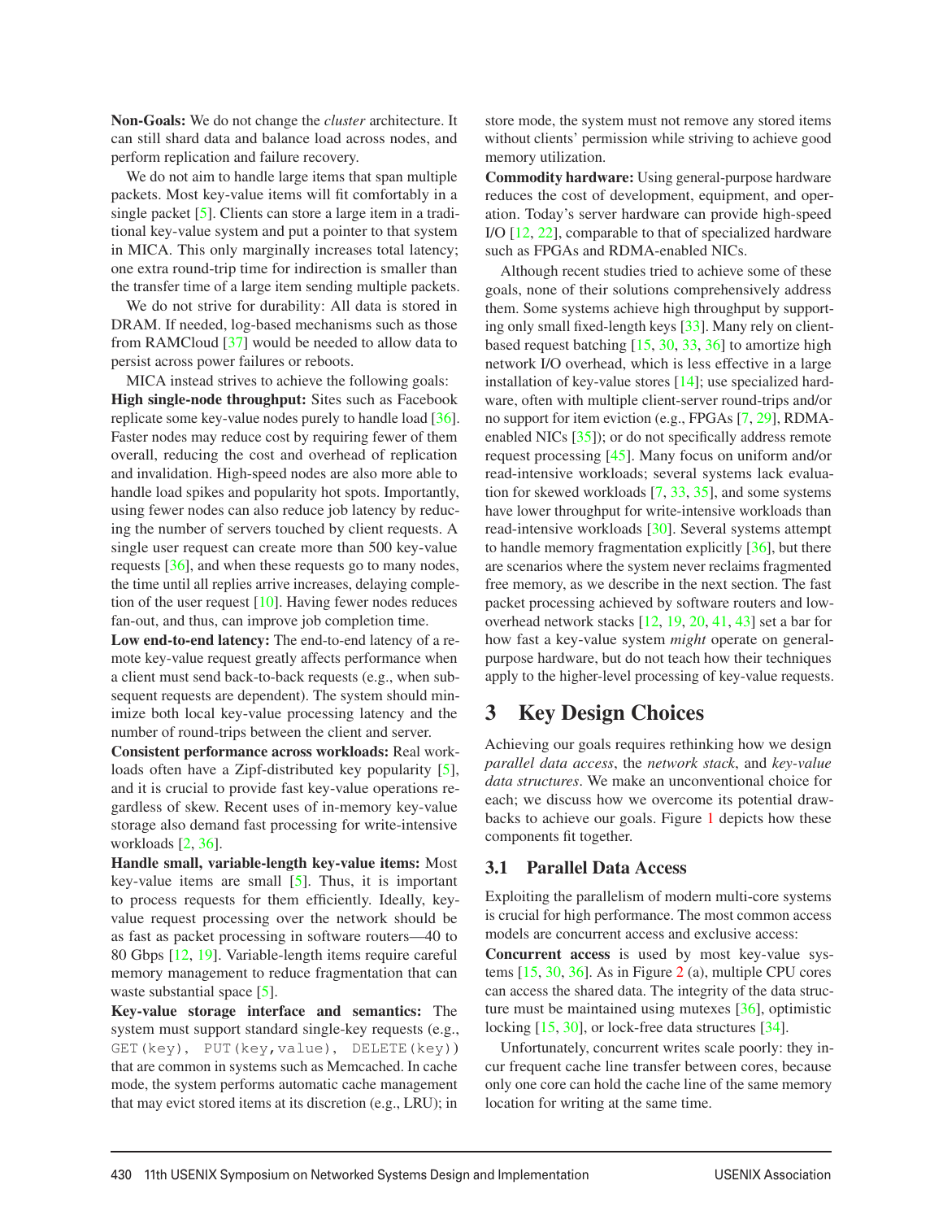**Non-Goals:** We do not change the *cluster* architecture. It can still shard data and balance load across nodes, and perform replication and failure recovery.

We do not aim to handle large items that span multiple packets. Most key-value items will fit comfortably in a single packet [5]. Clients can store a large item in a traditional key-value system and put a pointer to that system in MICA. This only marginally increases total latency; one extra round-trip time for indirection is smaller than the transfer time of a large item sending multiple packets.

We do not strive for durability: All data is stored in DRAM. If needed, log-based mechanisms such as those from RAMCloud [37] would be needed to allow data to persist across power failures or reboots.

MICA instead strives to achieve the following goals:

**High single-node throughput:** Sites such as Facebook replicate some key-value nodes purely to handle load [36]. Faster nodes may reduce cost by requiring fewer of them overall, reducing the cost and overhead of replication and invalidation. High-speed nodes are also more able to handle load spikes and popularity hot spots. Importantly, using fewer nodes can also reduce job latency by reducing the number of servers touched by client requests. A single user request can create more than 500 key-value requests [36], and when these requests go to many nodes, the time until all replies arrive increases, delaying completion of the user request [10]. Having fewer nodes reduces fan-out, and thus, can improve job completion time.

**Low end-to-end latency:** The end-to-end latency of a remote key-value request greatly affects performance when a client must send back-to-back requests (e.g., when subsequent requests are dependent). The system should minimize both local key-value processing latency and the number of round-trips between the client and server.

**Consistent performance across workloads:** Real workloads often have a Zipf-distributed key popularity [5], and it is crucial to provide fast key-value operations regardless of skew. Recent uses of in-memory key-value storage also demand fast processing for write-intensive workloads [2, 36].

**Handle small, variable-length key-value items:** Most key-value items are small [5]. Thus, it is important to process requests for them efficiently. Ideally, key-value request processing over the network should be as fast as packet processing in software routers—40 to 80 Gbps [12, 19]. Variable-length items require careful memory management to reduce fragmentation that can waste substantial space [5].

**Key-value storage interface and semantics:** The system must support standard single-key requests (e.g., `GET(key)`, `PUT(key,value)`, `DELETE(key)`) that are common in systems such as Memcached. In cache mode, the system performs automatic cache management that may evict stored items at its discretion (e.g., LRU); in store mode, the system must not remove any stored items without clients' permission while striving to achieve good memory utilization.

**Commodity hardware:** Using general-purpose hardware reduces the cost of development, equipment, and operation. Today's server hardware can provide high-speed I/O [12, 22], comparable to that of specialized hardware such as FPGAs and RDMA-enabled NICs.

Although recent studies tried to achieve some of these goals, none of their solutions comprehensively address them. Some systems achieve high throughput by supporting only small fixed-length keys [33]. Many rely on client-based request batching [15, 30, 33, 36] to amortize high network I/O overhead, which is less effective in a large installation of key-value stores [14]; use specialized hardware, often with multiple client-server round-trips and/or no support for item eviction (e.g., FPGAs [7, 29], RDMA-enabled NICs [35]); or do not specifically address remote request processing [45]. Many focus on uniform and/or read-intensive workloads; several systems lack evaluation for skewed workloads [7, 33, 35], and some systems have lower throughput for write-intensive workloads than read-intensive workloads [30]. Several systems attempt to handle memory fragmentation explicitly [36], but there are scenarios where the system never reclaims fragmented free memory, as we describe in the next section. The fast packet processing achieved by software routers and low-overhead network stacks [12, 19, 20, 41, 43] set a bar for how fast a key-value system *might* operate on general-purpose hardware, but do not teach how their techniques apply to the higher-level processing of key-value requests.

## 3 Key Design Choices

Achieving our goals requires rethinking how we design *parallel data access*, the *network stack*, and *key-value data structures*. We make an unconventional choice for each; we discuss how we overcome its potential drawbacks to achieve our goals. Figure 1 depicts how these components fit together.

### 3.1 Parallel Data Access

Exploiting the parallelism of modern multi-core systems is crucial for high performance. The most common access models are concurrent access and exclusive access:

**Concurrent access** is used by most key-value systems [15, 30, 36]. As in Figure 2 (a), multiple CPU cores can access the shared data. The integrity of the data structure must be maintained using mutexes [36], optimistic locking [15, 30], or lock-free data structures [34].

Unfortunately, concurrent writes scale poorly: they incur frequent cache line transfer between cores, because only one core can hold the cache line of the same memory location for writing at the same time.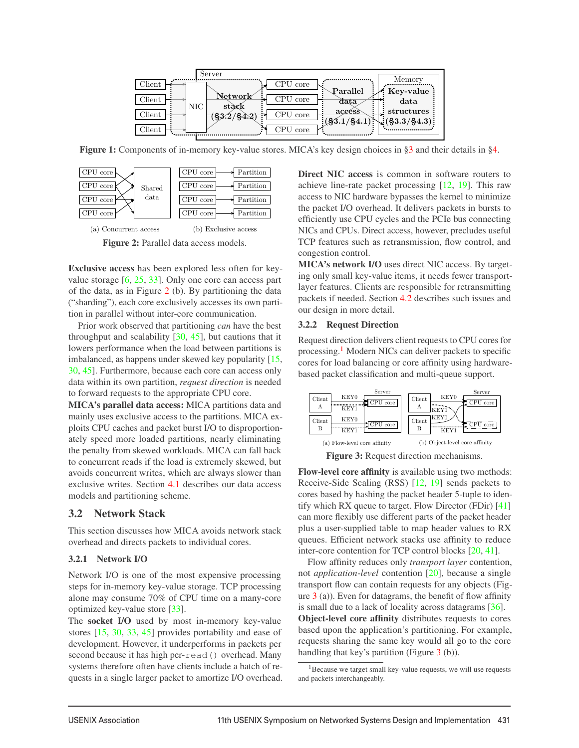Figure 1: Components of in-memory key-value stores. MICA's key design choices in §3 and their details in §4.

(a) Concurrent access (b) Exclusive access

Figure 2: Parallel data access models.

**Exclusive access** has been explored less often for key-value storage [6, 25, 33]. Only one core can access part of the data, as in Figure 2 (b). By partitioning the data ("sharding"), each core exclusively accesses its own partition in parallel without inter-core communication.

Prior work observed that partitioning *can* have the best throughput and scalability [30, 45], but cautions that it lowers performance when the load between partitions is imbalanced, as happens under skewed key popularity [15, 30, 45]. Furthermore, because each core can access only data within its own partition, *request direction* is needed to forward requests to the appropriate CPU core.

**MICA's parallel data access:** MICA partitions data and mainly uses exclusive access to the partitions. MICA exploits CPU caches and packet burst I/O to disproportionately speed more loaded partitions, nearly eliminating the penalty from skewed workloads. MICA can fall back to concurrent reads if the load is extremely skewed, but avoids concurrent writes, which are always slower than exclusive writes. Section 4.1 describes our data access models and partitioning scheme.

## 3.2 Network Stack

This section discusses how MICA avoids network stack overhead and directs packets to individual cores.

### 3.2.1 Network I/O

Network I/O is one of the most expensive processing steps for in-memory key-value storage. TCP processing alone may consume 70% of CPU time on a many-core optimized key-value store [33].

The **socket I/O** used by most in-memory key-value stores [15, 30, 33, 45] provides portability and ease of development. However, it underperforms in packets per second because it has high per-`read()` overhead. Many systems therefore often have clients include a batch of requests in a single larger packet to amortize I/O overhead.

**Direct NIC access** is common in software routers to achieve line-rate packet processing [12, 19]. This raw access to NIC hardware bypasses the kernel to minimize the packet I/O overhead. It delivers packets in bursts to efficiently use CPU cycles and the PCIe bus connecting NICs and CPUs. Direct access, however, precludes useful TCP features such as retransmission, flow control, and congestion control.

**MICA's network I/O** uses direct NIC access. By targeting only small key-value items, it needs fewer transport-layer features. Clients are responsible for retransmitting packets if needed. Section 4.2 describes such issues and our design in more detail.

### 3.2.2 Request Direction

Request direction delivers client requests to CPU cores for processing.[1] Modern NICs can deliver packets to specific cores for load balancing or core affinity using hardware-based packet classification and multi-queue support.

(a) Flow-level core affinity (b) Object-level core affinity

Figure 3: Request direction mechanisms.

**Flow-level core affinity** is available using two methods: Receive-Side Scaling (RSS) [12, 19] sends packets to cores based by hashing the packet header 5-tuple to identify which RX queue to target. Flow Director (FDir) [41] can more flexibly use different parts of the packet header plus a user-supplied table to map header values to RX queues. Efficient network stacks use affinity to reduce inter-core contention for TCP control blocks [20, 41].

Flow affinity reduces only *transport layer* contention, not *application-level* contention [20], because a single transport flow can contain requests for any objects (Figure 3 (a)). Even for datagrams, the benefit of flow affinity is small due to a lack of locality across datagrams [36].

**Object-level core affinity** distributes requests to cores based upon the application's partitioning. For example, requests sharing the same key would all go to the core handling that key's partition (Figure 3 (b)).

[1] Because we target small key-value requests, we will use requests and packets interchangeably.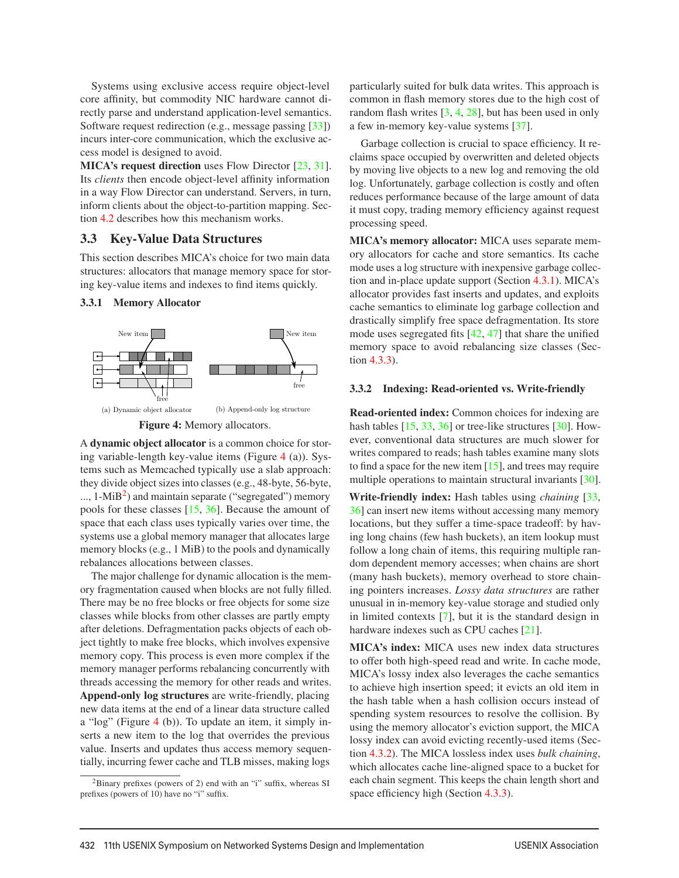Systems using exclusive access require object-level core affinity, but commodity NIC hardware cannot directly parse and understand application-level semantics. Software request redirection (e.g., message passing [33]) incurs inter-core communication, which the exclusive access model is designed to avoid.

**MICA's request direction** uses Flow Director [23, 31]. Its *clients* then encode object-level affinity information in a way Flow Director can understand. Servers, in turn, inform clients about the object-to-partition mapping. Section 4.2 describes how this mechanism works.

## 3.3 Key-Value Data Structures

This section describes MICA's choice for two main data structures: allocators that manage memory space for storing key-value items and indexes to find items quickly.

### 3.3.1 Memory Allocator

(a) Dynamic object allocator (b) Append-only log structure

**Figure 4:** Memory allocators.

A **dynamic object allocator** is a common choice for storing variable-length key-value items (Figure 4 (a)). Systems such as Memcached typically use a slab approach: they divide object sizes into classes (e.g., 48-byte, 56-byte, ..., 1-MiB[2]) and maintain separate ("segregated") memory pools for these classes [15, 36]. Because the amount of space that each class uses typically varies over time, the systems use a global memory manager that allocates large memory blocks (e.g., 1 MiB) to the pools and dynamically rebalances allocations between classes.

The major challenge for dynamic allocation is the memory fragmentation caused when blocks are not fully filled. There may be no free blocks or free objects for some size classes while blocks from other classes are partly empty after deletions. Defragmentation packs objects of each object tightly to make free blocks, which involves expensive memory copy. This process is even more complex if the memory manager performs rebalancing concurrently with threads accessing the memory for other reads and writes.

**Append-only log structures** are write-friendly, placing new data items at the end of a linear data structure called a "log" (Figure 4 (b)). To update an item, it simply inserts a new item to the log that overrides the previous value. Inserts and updates thus access memory sequentially, incurring fewer cache and TLB misses, making logs particularly suited for bulk data writes. This approach is common in flash memory stores due to the high cost of random flash writes [3, 4, 28], but has been used in only a few in-memory key-value systems [37].

Garbage collection is crucial to space efficiency. It reclaims space occupied by overwritten and deleted objects by moving live objects to a new log and removing the old log. Unfortunately, garbage collection is costly and often reduces performance because of the large amount of data it must copy, trading memory efficiency against request processing speed.

**MICA's memory allocator:** MICA uses separate memory allocators for cache and store semantics. Its cache mode uses a log structure with inexpensive garbage collection and in-place update support (Section 4.3.1). MICA's allocator provides fast inserts and updates, and exploits cache semantics to eliminate log garbage collection and drastically simplify free space defragmentation. Its store mode uses segregated fits [42, 47] that share the unified memory space to avoid rebalancing size classes (Section 4.3.3).

### 3.3.2 Indexing: Read-oriented vs. Write-friendly

**Read-oriented index:** Common choices for indexing are hash tables [15, 33, 36] or tree-like structures [30]. However, conventional data structures are much slower for writes compared to reads; hash tables examine many slots to find a space for the new item [15], and trees may require multiple operations to maintain structural invariants [30].

**Write-friendly index:** Hash tables using *chaining* [33, 36] can insert new items without accessing many memory locations, but they suffer a time-space tradeoff: by having long chains (few hash buckets), an item lookup must follow a long chain of items, this requiring multiple random dependent memory accesses; when chains are short (many hash buckets), memory overhead to store chaining pointers increases. *Lossy data structures* are rather unusual in in-memory key-value storage and studied only in limited contexts [7], but it is the standard design in hardware indexes such as CPU caches [21].

**MICA's index:** MICA uses new index data structures to offer both high-speed read and write. In cache mode, MICA's lossy index also leverages the cache semantics to achieve high insertion speed; it evicts an old item in the hash table when a hash collision occurs instead of spending system resources to resolve the collision. By using the memory allocator's eviction support, the MICA lossy index can avoid evicting recently-used items (Section 4.3.2). The MICA lossless index uses *bulk chaining*, which allocates cache line-aligned space to a bucket for each chain segment. This keeps the chain length short and space efficiency high (Section 4.3.3).

[2] Binary prefixes (powers of 2) end with an "i" suffix, whereas SI prefixes (powers of 10) have no "i" suffix.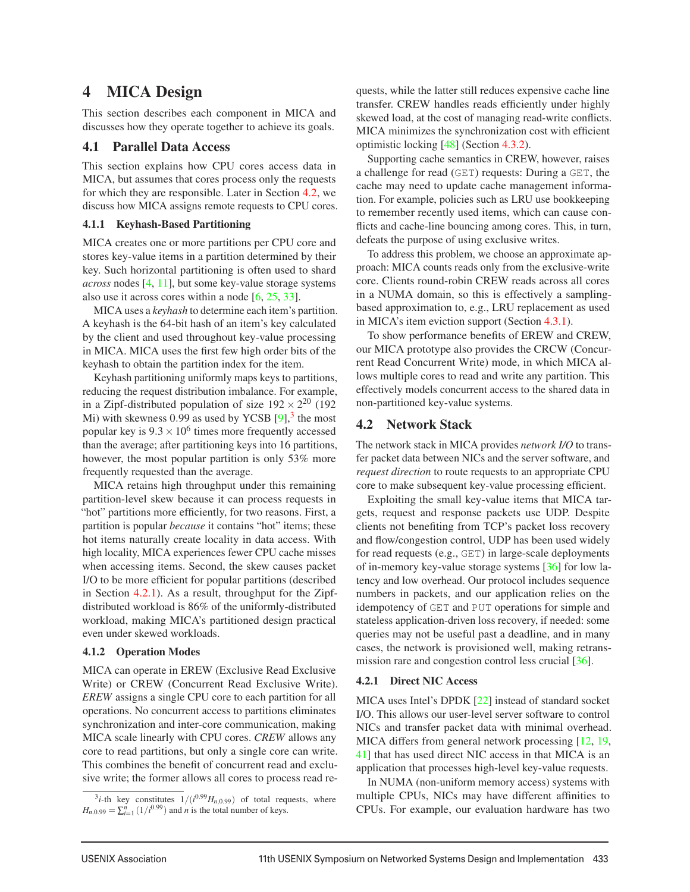# 4 MICA Design

This section describes each component in MICA and discusses how they operate together to achieve its goals.

## 4.1 Parallel Data Access

This section explains how CPU cores access data in MICA, but assumes that cores process only the requests for which they are responsible. Later in Section 4.2, we discuss how MICA assigns remote requests to CPU cores.

### 4.1.1 Keyhash-Based Partitioning

MICA creates one or more partitions per CPU core and stores key-value items in a partition determined by their key. Such horizontal partitioning is often used to shard *across* nodes [4, 11], but some key-value storage systems also use it across cores within a node [6, 25, 33].

MICA uses a *keyhash* to determine each item's partition. A keyhash is the 64-bit hash of an item's key calculated by the client and used throughout key-value processing in MICA. MICA uses the first few high order bits of the keyhash to obtain the partition index for the item.

Keyhash partitioning uniformly maps keys to partitions, reducing the request distribution imbalance. For example, in a Zipf-distributed population of size $192 \times 2^{20}$ (192 Mi) with skewness 0.99 as used by YCSB [9],[3] the most popular key is $9.3 \times 10^6$ times more frequently accessed than the average; after partitioning keys into 16 partitions, however, the most popular partition is only 53% more frequently requested than the average.

MICA retains high throughput under this remaining partition-level skew because it can process requests in "hot" partitions more efficiently, for two reasons. First, a partition is popular *because* it contains "hot" items; these hot items naturally create locality in data access. With high locality, MICA experiences fewer CPU cache misses when accessing items. Second, the skew causes packet I/O to be more efficient for popular partitions (described in Section 4.2.1). As a result, throughput for the Zipf-distributed workload is 86% of the uniformly-distributed workload, making MICA's partitioned design practical even under skewed workloads.

### 4.1.2 Operation Modes

MICA can operate in EREW (Exclusive Read Exclusive Write) or CREW (Concurrent Read Exclusive Write). *EREW* assigns a single CPU core to each partition for all operations. No concurrent access to partitions eliminates synchronization and inter-core communication, making MICA scale linearly with CPU cores. *CREW* allows any core to read partitions, but only a single core can write. This combines the benefit of concurrent read and exclusive write; the former allows all cores to process read requests, while the latter still reduces expensive cache line transfer. CREW handles reads efficiently under highly skewed load, at the cost of managing read-write conflicts. MICA minimizes the synchronization cost with efficient optimistic locking [48] (Section 4.3.2).

Supporting cache semantics in CREW, however, raises a challenge for read (GET) requests: During a GET, the cache may need to update cache management information. For example, policies such as LRU use bookkeeping to remember recently used items, which can cause conflicts and cache-line bouncing among cores. This, in turn, defeats the purpose of using exclusive writes.

To address this problem, we choose an approximate approach: MICA counts reads only from the exclusive-write core. Clients round-robin CREW reads across all cores in a NUMA domain, so this is effectively a sampling-based approximation to, e.g., LRU replacement as used in MICA's item eviction support (Section 4.3.1).

To show performance benefits of EREW and CREW, our MICA prototype also provides the CRCW (Concurrent Read Concurrent Write) mode, in which MICA allows multiple cores to read and write any partition. This effectively models concurrent access to the shared data in non-partitioned key-value systems.

## 4.2 Network Stack

The network stack in MICA provides *network I/O* to transfer packet data between NICs and the server software, and *request direction* to route requests to an appropriate CPU core to make subsequent key-value processing efficient.

Exploiting the small key-value items that MICA targets, request and response packets use UDP. Despite clients not benefiting from TCP's packet loss recovery and flow/congestion control, UDP has been used widely for read requests (e.g., GET) in large-scale deployments of in-memory key-value storage systems [36] for low latency and low overhead. Our protocol includes sequence numbers in packets, and our application relies on the idempotency of GET and PUT operations for simple and stateless application-driven loss recovery, if needed: some queries may not be useful past a deadline, and in many cases, the network is provisioned well, making retransmission rare and congestion control less crucial [36].

### 4.2.1 Direct NIC Access

MICA uses Intel's DPDK [22] instead of standard socket I/O. This allows our user-level server software to control NICs and transfer packet data with minimal overhead. MICA differs from general network processing [12, 19, 41] that has used direct NIC access in that MICA is an application that processes high-level key-value requests.

In NUMA (non-uniform memory access) systems with multiple CPUs, NICs may have different affinities to CPUs. For example, our evaluation hardware has two

---

[3] $i$-th key constitutes $1/(i^{0.99}H_{n,0.99})$ of total requests, where $H_{n,0.99} = \sum_{i=1}^{n}(1/i^{0.99})$ and $n$ is the total number of keys.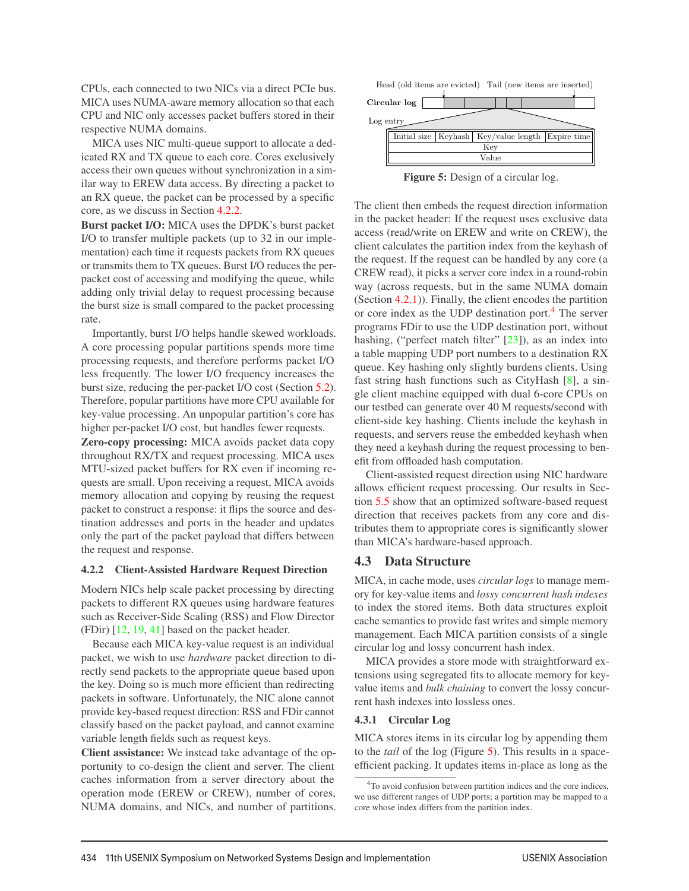CPUs, each connected to two NICs via a direct PCIe bus. MICA uses NUMA-aware memory allocation so that each CPU and NIC only accesses packet buffers stored in their respective NUMA domains.

MICA uses NIC multi-queue support to allocate a dedicated RX and TX queue to each core. Cores exclusively access their own queues without synchronization in a similar way to EREW data access. By directing a packet to an RX queue, the packet can be processed by a specific core, as we discuss in Section 4.2.2.

**Burst packet I/O:** MICA uses the DPDK's burst packet I/O to transfer multiple packets (up to 32 in our implementation) each time it requests packets from RX queues or transmits them to TX queues. Burst I/O reduces the per-packet cost of accessing and modifying the queue, while adding only trivial delay to request processing because the burst size is small compared to the packet processing rate.

Importantly, burst I/O helps handle skewed workloads. A core processing popular partitions spends more time processing requests, and therefore performs packet I/O less frequently. The lower I/O frequency increases the burst size, reducing the per-packet I/O cost (Section 5.2). Therefore, popular partitions have more CPU available for key-value processing. An unpopular partition's core has higher per-packet I/O cost, but handles fewer requests.

**Zero-copy processing:** MICA avoids packet data copy throughout RX/TX and request processing. MICA uses MTU-sized packet buffers for RX even if incoming requests are small. Upon receiving a request, MICA avoids memory allocation and copying by reusing the request packet to construct a response: it flips the source and destination addresses and ports in the header and updates only the part of the packet payload that differs between the request and response.

#### 4.2.2 Client-Assisted Hardware Request Direction

Modern NICs help scale packet processing by directing packets to different RX queues using hardware features such as Receiver-Side Scaling (RSS) and Flow Director (FDir) [12, 19, 41] based on the packet header.

Because each MICA key-value request is an individual packet, we wish to use *hardware* packet direction to directly send packets to the appropriate queue based upon the key. Doing so is much more efficient than redirecting packets in software. Unfortunately, the NIC alone cannot provide key-based request direction: RSS and FDir cannot classify based on the packet payload, and cannot examine variable length fields such as request keys.

**Client assistance:** We instead take advantage of the opportunity to co-design the client and server. The client caches information from a server directory about the operation mode (EREW or CREW), number of cores, NUMA domains, and NICs, and number of partitions. The client then embeds the request direction information in the packet header: If the request uses exclusive data access (read/write on EREW and write on CREW), the client calculates the partition index from the keyhash of the request. If the request can be handled by any core (a CREW read), it picks a server core index in a round-robin way (across requests, but in the same NUMA domain (Section 4.2.1)). Finally, the client encodes the partition or core index as the UDP destination port.[4] The server programs FDir to use the UDP destination port, without hashing, ("perfect match filter" [23]), as an index into a table mapping UDP port numbers to a destination RX queue. Key hashing only slightly burdens clients. Using fast string hash functions such as CityHash [8], a single client machine equipped with dual 6-core CPUs on our testbed can generate over 40 M requests/second with client-side key hashing. Clients include the keyhash in requests, and servers reuse the embedded keyhash when they need a keyhash during the request processing to benefit from offloaded hash computation.

Client-assisted request direction using NIC hardware allows efficient request processing. Our results in Section 5.5 show that an optimized software-based request direction that receives packets from any core and distributes them to appropriate cores is significantly slower than MICA's hardware-based approach.

Head (old items are evicted) Tail (new items are inserted)

Circular log

Log entry

| Initial size | Keyhash | Key/value length | Expire time |
|---|---|---|---|
| Key | | | |
| Value | | | |

**Figure 5:** Design of a circular log.

### 4.3 Data Structure

MICA, in cache mode, uses *circular logs* to manage memory for key-value items and *lossy concurrent hash indexes* to index the stored items. Both data structures exploit cache semantics to provide fast writes and simple memory management. Each MICA partition consists of a single circular log and lossy concurrent hash index.

MICA provides a store mode with straightforward extensions using segregated fits to allocate memory for key-value items and *bulk chaining* to convert the lossy concurrent hash indexes into lossless ones.

#### 4.3.1 Circular Log

MICA stores items in its circular log by appending them to the *tail* of the log (Figure 5). This results in a space-efficient packing. It updates items in-place as long as the

[4] To avoid confusion between partition indices and the core indices, we use different ranges of UDP ports; a partition may be mapped to a core whose index differs from the partition index.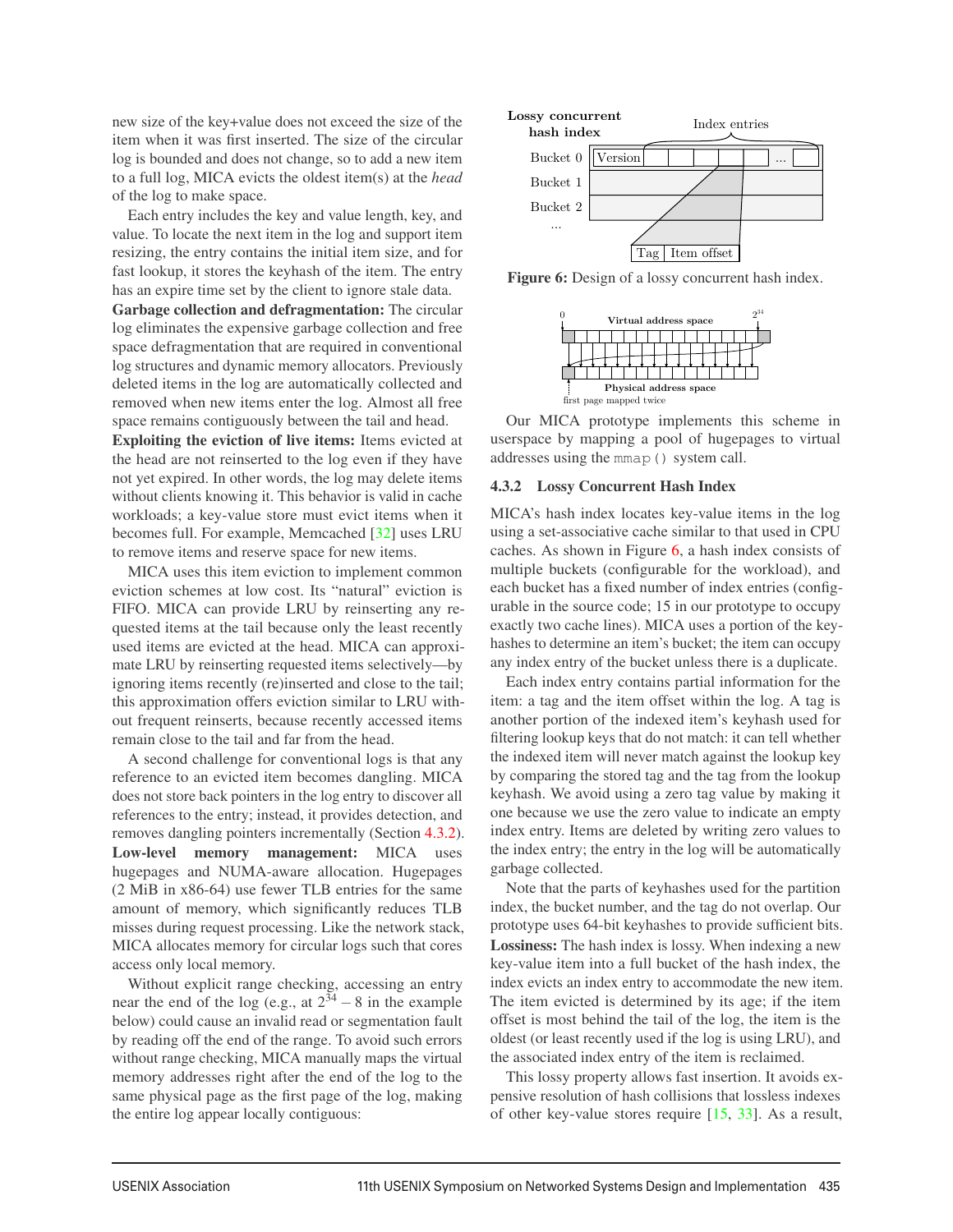new size of the key+value does not exceed the size of the item when it was first inserted. The size of the circular log is bounded and does not change, so to add a new item to a full log, MICA evicts the oldest item(s) at the *head* of the log to make space.

Each entry includes the key and value length, key, and value. To locate the next item in the log and support item resizing, the entry contains the initial item size, and for fast lookup, it stores the keyhash of the item. The entry has an expire time set by the client to ignore stale data.

**Garbage collection and defragmentation:** The circular log eliminates the expensive garbage collection and free space defragmentation that are required in conventional log structures and dynamic memory allocators. Previously deleted items in the log are automatically collected and removed when new items enter the log. Almost all free space remains contiguously between the tail and head.

**Exploiting the eviction of live items:** Items evicted at the head are not reinserted to the log even if they have not yet expired. In other words, the log may delete items without clients knowing it. This behavior is valid in cache workloads; a key-value store must evict items when it becomes full. For example, Memcached [32] uses LRU to remove items and reserve space for new items.

MICA uses this item eviction to implement common eviction schemes at low cost. Its "natural" eviction is FIFO. MICA can provide LRU by reinserting any requested items at the tail because only the least recently used items are evicted at the head. MICA can approximate LRU by reinserting requested items selectively—by ignoring items recently (re)inserted and close to the tail; this approximation offers eviction similar to LRU without frequent reinserts, because recently accessed items remain close to the tail and far from the head.

A second challenge for conventional logs is that any reference to an evicted item becomes dangling. MICA does not store back pointers in the log entry to discover all references to the entry; instead, it provides detection, and removes dangling pointers incrementally (Section 4.3.2).

**Low-level memory management:** MICA uses hugepages and NUMA-aware allocation. Hugepages (2 MiB in x86-64) use fewer TLB entries for the same amount of memory, which significantly reduces TLB misses during request processing. Like the network stack, MICA allocates memory for circular logs such that cores access only local memory.

Without explicit range checking, accessing an entry near the end of the log (e.g., at $2^{34} - 8$ in the example below) could cause an invalid read or segmentation fault by reading off the end of the range. To avoid such errors without range checking, MICA manually maps the virtual memory addresses right after the end of the log to the same physical page as the first page of the log, making the entire log appear locally contiguous:

Our MICA prototype implements this scheme in userspace by mapping a pool of hugepages to virtual addresses using the `mmap()` system call.

Figure 6: Design of a lossy concurrent hash index.

### 4.3.2 Lossy Concurrent Hash Index

MICA's hash index locates key-value items in the log using a set-associative cache similar to that used in CPU caches. As shown in Figure 6, a hash index consists of multiple buckets (configurable for the workload), and each bucket has a fixed number of index entries (configurable in the source code; 15 in our prototype to occupy exactly two cache lines). MICA uses a portion of the keyhashes to determine an item's bucket; the item can occupy any index entry of the bucket unless there is a duplicate.

Each index entry contains partial information for the item: a tag and the item offset within the log. A tag is another portion of the indexed item's keyhash used for filtering lookup keys that do not match: it can tell whether the indexed item will never match against the lookup key by comparing the stored tag and the tag from the lookup keyhash. We avoid using a zero tag value by making it one because we use the zero value to indicate an empty index entry. Items are deleted by writing zero values to the index entry; the entry in the log will be automatically garbage collected.

Note that the parts of keyhashes used for the partition index, the bucket number, and the tag do not overlap. Our prototype uses 64-bit keyhashes to provide sufficient bits.

**Lossiness:** The hash index is lossy. When indexing a new key-value item into a full bucket of the hash index, the index evicts an index entry to accommodate the new item. The item evicted is determined by its age; if the item offset is most behind the tail of the log, the item is the oldest (or least recently used if the log is using LRU), and the associated index entry of the item is reclaimed.

This lossy property allows fast insertion. It avoids expensive resolution of hash collisions that lossless indexes of other key-value stores require [15, 33]. As a result,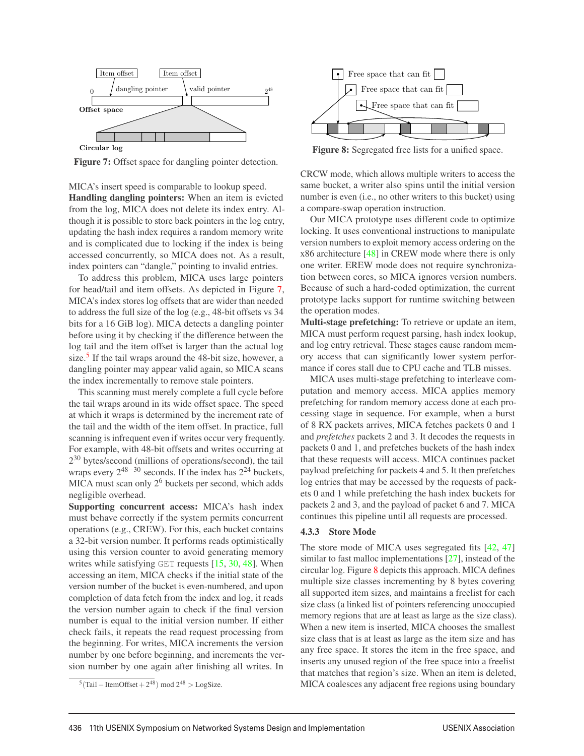Figure 7: Offset space for dangling pointer detection.

MICA's insert speed is comparable to lookup speed.

**Handling dangling pointers:** When an item is evicted from the log, MICA does not delete its index entry. Although it is possible to store back pointers in the log entry, updating the hash index requires a random memory write and is complicated due to locking if the index is being accessed concurrently, so MICA does not. As a result, index pointers can "dangle," pointing to invalid entries.

To address this problem, MICA uses large pointers for head/tail and item offsets. As depicted in Figure 7, MICA's index stores log offsets that are wider than needed to address the full size of the log (e.g., 48-bit offsets vs 34 bits for a 16 GiB log). MICA detects a dangling pointer before using it by checking if the difference between the log tail and the item offset is larger than the actual log size.[5] If the tail wraps around the 48-bit size, however, a dangling pointer may appear valid again, so MICA scans the index incrementally to remove stale pointers.

This scanning must merely complete a full cycle before the tail wraps around in its wide offset space. The speed at which it wraps is determined by the increment rate of the tail and the width of the item offset. In practice, full scanning is infrequent even if writes occur very frequently. For example, with 48-bit offsets and writes occurring at $2^{30}$ bytes/second (millions of operations/second), the tail wraps every $2^{48-30}$ seconds. If the index has $2^{24}$ buckets, MICA must scan only $2^{6}$ buckets per second, which adds negligible overhead.

**Supporting concurrent access:** MICA's hash index must behave correctly if the system permits concurrent operations (e.g., CREW). For this, each bucket contains a 32-bit version number. It performs reads optimistically using this version counter to avoid generating memory writes while satisfying GET requests [15, 30, 48]. When accessing an item, MICA checks if the initial state of the version number of the bucket is even-numbered, and upon completion of data fetch from the index and log, it reads the version number again to check if the final version number is equal to the initial version number. If either check fails, it repeats the read request processing from the beginning. For writes, MICA increments the version number by one before beginning, and increments the version number by one again after finishing all writes. In CRCW mode, which allows multiple writers to access the same bucket, a writer also spins until the initial version number is even (i.e., no other writers to this bucket) using a compare-swap operation instruction.

[5] $(\text{Tail} - \text{ItemOffset} + 2^{48}) \bmod 2^{48} > \text{LogSize}$.

Figure 8: Segregated free lists for a unified space.

Our MICA prototype uses different code to optimize locking. It uses conventional instructions to manipulate version numbers to exploit memory access ordering on the x86 architecture [48] in CREW mode where there is only one writer. EREW mode does not require synchronization between cores, so MICA ignores version numbers. Because of such a hard-coded optimization, the current prototype lacks support for runtime switching between the operation modes.

**Multi-stage prefetching:** To retrieve or update an item, MICA must perform request parsing, hash index lookup, and log entry retrieval. These stages cause random memory access that can significantly lower system performance if cores stall due to CPU cache and TLB misses.

MICA uses multi-stage prefetching to interleave computation and memory access. MICA applies memory prefetching for random memory access done at each processing stage in sequence. For example, when a burst of 8 RX packets arrives, MICA fetches packets 0 and 1 and *prefetches* packets 2 and 3. It decodes the requests in packets 0 and 1, and prefetches buckets of the hash index that these requests will access. MICA continues packet payload prefetching for packets 4 and 5. It then prefetches log entries that may be accessed by the requests of packets 0 and 1 while prefetching the hash index buckets for packets 2 and 3, and the payload of packet 6 and 7. MICA continues this pipeline until all requests are processed.

### 4.3.3 Store Mode

The store mode of MICA uses segregated fits [42, 47] similar to fast malloc implementations [27], instead of the circular log. Figure 8 depicts this approach. MICA defines multiple size classes incrementing by 8 bytes covering all supported item sizes, and maintains a freelist for each size class (a linked list of pointers referencing unoccupied memory regions that are at least as large as the size class). When a new item is inserted, MICA chooses the smallest size class that is at least as large as the item size and has any free space. It stores the item in the free space, and inserts any unused region of the free space into a freelist that matches that region's size. When an item is deleted, MICA coalesces any adjacent free regions using boundary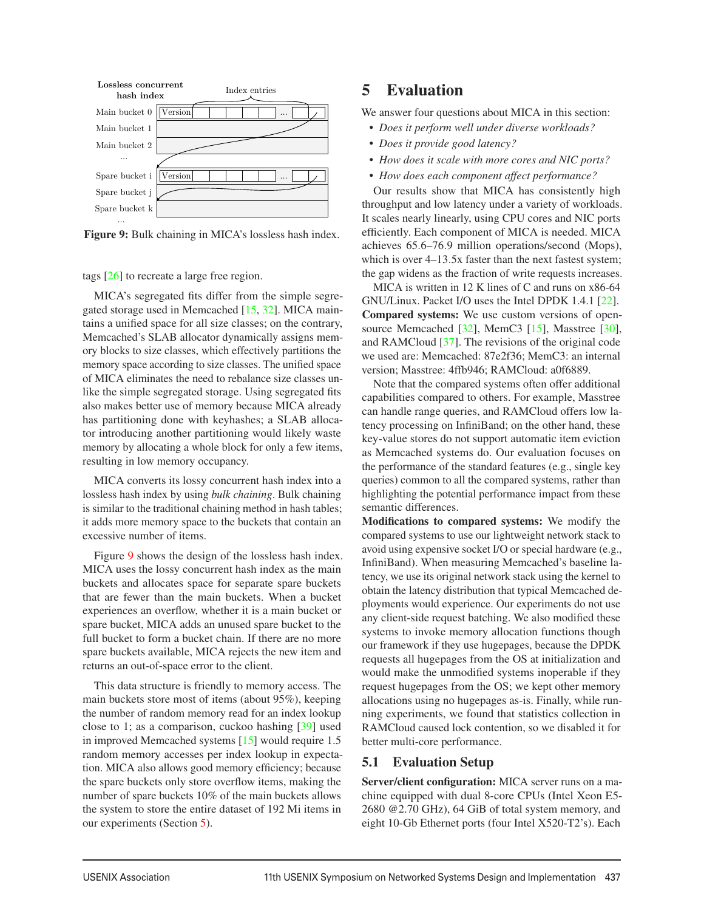Figure 9: Bulk chaining in MICA's lossless hash index.

tags [26] to recreate a large free region.

MICA's segregated fits differ from the simple segregated storage used in Memcached [15, 32]. MICA maintains a unified space for all size classes; on the contrary, Memcached's SLAB allocator dynamically assigns memory blocks to size classes, which effectively partitions the memory space according to size classes. The unified space of MICA eliminates the need to rebalance size classes unlike the simple segregated storage. Using segregated fits also makes better use of memory because MICA already has partitioning done with keyhashes; a SLAB allocator introducing another partitioning would likely waste memory by allocating a whole block for only a few items, resulting in low memory occupancy.

MICA converts its lossy concurrent hash index into a lossless hash index by using *bulk chaining*. Bulk chaining is similar to the traditional chaining method in hash tables; it adds more memory space to the buckets that contain an excessive number of items.

Figure 9 shows the design of the lossless hash index. MICA uses the lossy concurrent hash index as the main buckets and allocates space for separate spare buckets that are fewer than the main buckets. When a bucket experiences an overflow, whether it is a main bucket or spare bucket, MICA adds an unused spare bucket to the full bucket to form a bucket chain. If there are no more spare buckets available, MICA rejects the new item and returns an out-of-space error to the client.

This data structure is friendly to memory access. The main buckets store most of items (about 95%), keeping the number of random memory read for an index lookup close to 1; as a comparison, cuckoo hashing [39] used in improved Memcached systems [15] would require 1.5 random memory accesses per index lookup in expectation. MICA also allows good memory efficiency; because the spare buckets only store overflow items, making the number of spare buckets 10% of the main buckets allows the system to store the entire dataset of 192 Mi items in our experiments (Section 5).

# 5 Evaluation

We answer four questions about MICA in this section:

- *Does it perform well under diverse workloads?*
- *Does it provide good latency?*
- *How does it scale with more cores and NIC ports?*
- *How does each component affect performance?*

Our results show that MICA has consistently high throughput and low latency under a variety of workloads. It scales nearly linearly, using CPU cores and NIC ports efficiently. Each component of MICA is needed. MICA achieves 65.6–76.9 million operations/second (Mops), which is over 4–13.5x faster than the next fastest system; the gap widens as the fraction of write requests increases.

MICA is written in 12 K lines of C and runs on x86-64 GNU/Linux. Packet I/O uses the Intel DPDK 1.4.1 [22].

**Compared systems:** We use custom versions of open-source Memcached [32], MemC3 [15], Masstree [30], and RAMCloud [37]. The revisions of the original code we used are: Memcached: 87e2f36; MemC3: an internal version; Masstree: 4ffb946; RAMCloud: a0f6889.

Note that the compared systems often offer additional capabilities compared to others. For example, Masstree can handle range queries, and RAMCloud offers low latency processing on InfiniBand; on the other hand, these key-value stores do not support automatic item eviction as Memcached systems do. Our evaluation focuses on the performance of the standard features (e.g., single key queries) common to all the compared systems, rather than highlighting the potential performance impact from these semantic differences.

**Modifications to compared systems:** We modify the compared systems to use our lightweight network stack to avoid using expensive socket I/O or special hardware (e.g., InfiniBand). When measuring Memcached's baseline latency, we use its original network stack using the kernel to obtain the latency distribution that typical Memcached deployments would experience. Our experiments do not use any client-side request batching. We also modified these systems to invoke memory allocation functions though our framework if they use hugepages, because the DPDK requests all hugepages from the OS at initialization and would make the unmodified systems inoperable if they request hugepages from the OS; we kept other memory allocations using no hugepages as-is. Finally, while running experiments, we found that statistics collection in RAMCloud caused lock contention, so we disabled it for better multi-core performance.

## 5.1 Evaluation Setup

**Server/client configuration:** MICA server runs on a machine equipped with dual 8-core CPUs (Intel Xeon E5-2680 @2.70 GHz), 64 GiB of total system memory, and eight 10-Gb Ethernet ports (four Intel X520-T2's). Each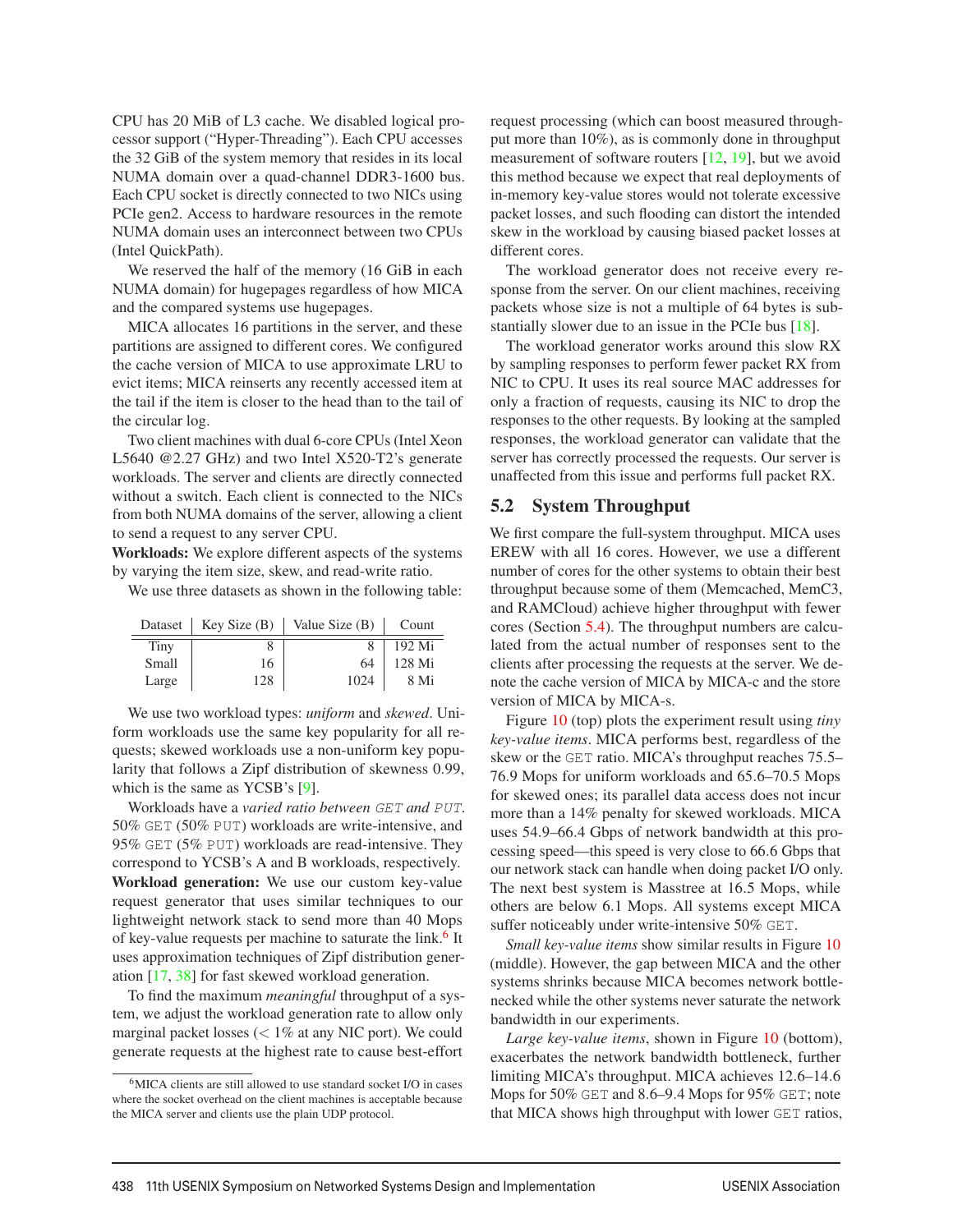CPU has 20 MiB of L3 cache. We disabled logical processor support ("Hyper-Threading"). Each CPU accesses the 32 GiB of the system memory that resides in its local NUMA domain over a quad-channel DDR3-1600 bus. Each CPU socket is directly connected to two NICs using PCIe gen2. Access to hardware resources in the remote NUMA domain uses an interconnect between two CPUs (Intel QuickPath).

We reserved the half of the memory (16 GiB in each NUMA domain) for hugepages regardless of how MICA and the compared systems use hugepages.

MICA allocates 16 partitions in the server, and these partitions are assigned to different cores. We configured the cache version of MICA to use approximate LRU to evict items; MICA reinserts any recently accessed item at the tail if the item is closer to the head than to the tail of the circular log.

Two client machines with dual 6-core CPUs (Intel Xeon L5640 @2.27 GHz) and two Intel X520-T2's generate workloads. The server and clients are directly connected without a switch. Each client is connected to the NICs from both NUMA domains of the server, allowing a client to send a request to any server CPU.

**Workloads:** We explore different aspects of the systems by varying the item size, skew, and read-write ratio.

We use three datasets as shown in the following table:

| Dataset | Key Size (B) | Value Size (B) | Count |
|---|---|---|---|
| Tiny | 8 | 8 | 192 Mi |
| Small | 16 | 64 | 128 Mi |
| Large | 128 | 1024 | 8 Mi |

We use two workload types: *uniform* and *skewed*. Uniform workloads use the same key popularity for all requests; skewed workloads use a non-uniform key popularity that follows a Zipf distribution of skewness 0.99, which is the same as YCSB's [9].

Workloads have a *varied ratio between* GET *and* PUT. 50% GET (50% PUT) workloads are write-intensive, and 95% GET (5% PUT) workloads are read-intensive. They correspond to YCSB's A and B workloads, respectively.

**Workload generation:** We use our custom key-value request generator that uses similar techniques to our lightweight network stack to send more than 40 Mops of key-value requests per machine to saturate the link.[6] It uses approximation techniques of Zipf distribution generation [17, 38] for fast skewed workload generation.

To find the maximum *meaningful* throughput of a system, we adjust the workload generation rate to allow only marginal packet losses (< 1% at any NIC port). We could generate requests at the highest rate to cause best-effort request processing (which can boost measured throughput more than 10%), as is commonly done in throughput measurement of software routers [12, 19], but we avoid this method because we expect that real deployments of in-memory key-value stores would not tolerate excessive packet losses, and such flooding can distort the intended skew in the workload by causing biased packet losses at different cores.

The workload generator does not receive every response from the server. On our client machines, receiving packets whose size is not a multiple of 64 bytes is substantially slower due to an issue in the PCIe bus [18].

The workload generator works around this slow RX by sampling responses to perform fewer packet RX from NIC to CPU. It uses its real source MAC addresses for only a fraction of requests, causing its NIC to drop the responses to the other requests. By looking at the sampled responses, the workload generator can validate that the server has correctly processed the requests. Our server is unaffected from this issue and performs full packet RX.

## 5.2 System Throughput

We first compare the full-system throughput. MICA uses EREW with all 16 cores. However, we use a different number of cores for the other systems to obtain their best throughput because some of them (Memcached, MemC3, and RAMCloud) achieve higher throughput with fewer cores (Section 5.4). The throughput numbers are calculated from the actual number of responses sent to the clients after processing the requests at the server. We denote the cache version of MICA by MICA-c and the store version of MICA by MICA-s.

Figure 10 (top) plots the experiment result using *tiny key-value items*. MICA performs best, regardless of the skew or the GET ratio. MICA's throughput reaches 75.5–76.9 Mops for uniform workloads and 65.6–70.5 Mops for skewed ones; its parallel data access does not incur more than a 14% penalty for skewed workloads. MICA uses 54.9–66.4 Gbps of network bandwidth at this processing speed—this speed is very close to 66.6 Gbps that our network stack can handle when doing packet I/O only. The next best system is Masstree at 16.5 Mops, while others are below 6.1 Mops. All systems except MICA suffer noticeably under write-intensive 50% GET.

*Small key-value items* show similar results in Figure 10 (middle). However, the gap between MICA and the other systems shrinks because MICA becomes network bottlenecked while the other systems never saturate the network bandwidth in our experiments.

*Large key-value items*, shown in Figure 10 (bottom), exacerbates the network bandwidth bottleneck, further limiting MICA's throughput. MICA achieves 12.6–14.6 Mops for 50% GET and 8.6–9.4 Mops for 95% GET; note that MICA shows high throughput with lower GET ratios,

[6] MICA clients are still allowed to use standard socket I/O in cases where the socket overhead on the client machines is acceptable because the MICA server and clients use the plain UDP protocol.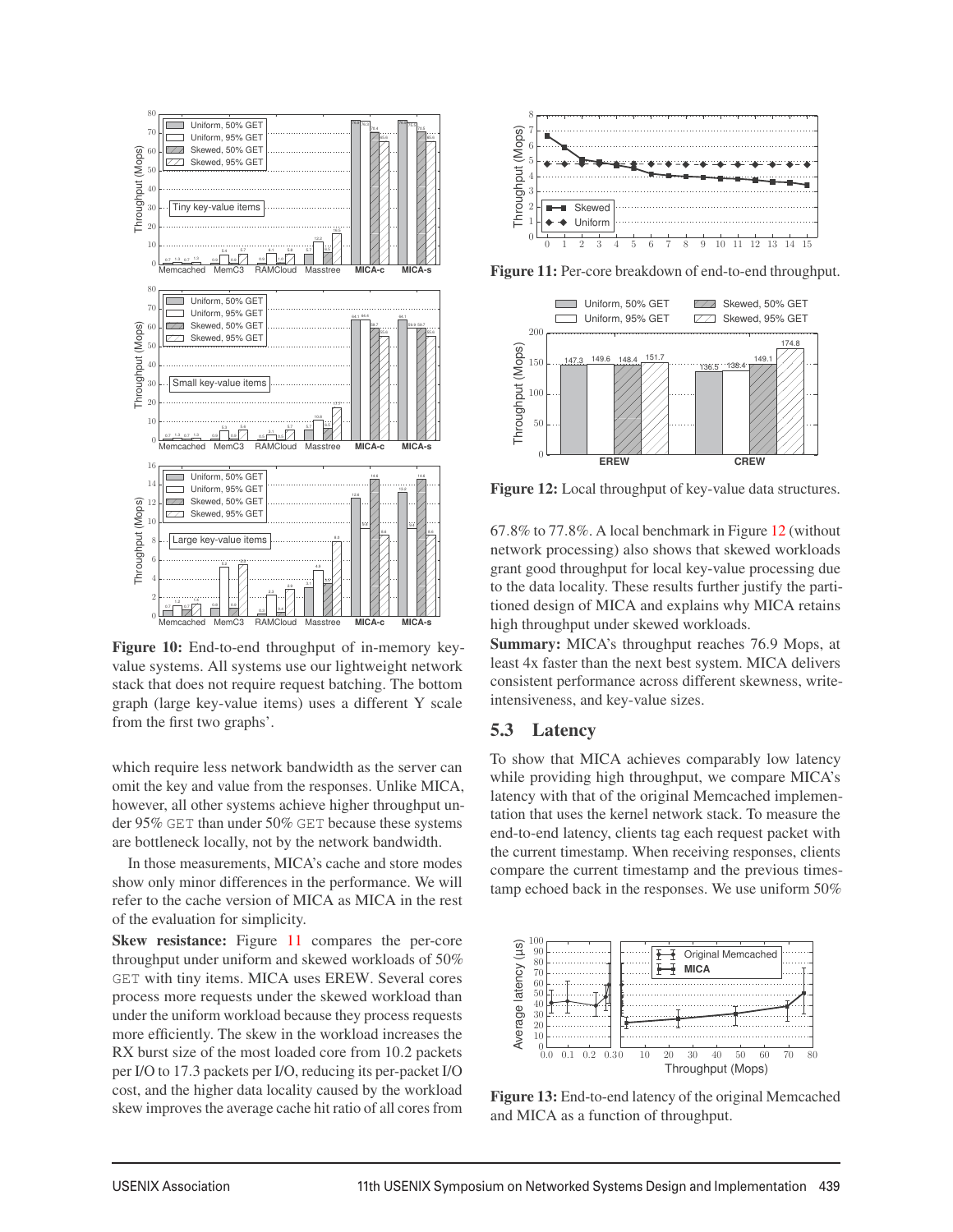**Figure 10:** End-to-end throughput of in-memory key-value systems. All systems use our lightweight network stack that does not require request batching. The bottom graph (large key-value items) uses a different Y scale from the first two graphs'.

which require less network bandwidth as the server can omit the key and value from the responses. Unlike MICA, however, all other systems achieve higher throughput under 95% GET than under 50% GET because these systems are bottleneck locally, not by the network bandwidth.

In those measurements, MICA's cache and store modes show only minor differences in the performance. We will refer to the cache version of MICA as MICA in the rest of the evaluation for simplicity.

**Skew resistance:** Figure 11 compares the per-core throughput under uniform and skewed workloads of 50% GET with tiny items. MICA uses EREW. Several cores process more requests under the skewed workload than under the uniform workload because they process requests more efficiently. The skew in the workload increases the RX burst size of the most loaded core from 10.2 packets per I/O to 17.3 packets per I/O, reducing its per-packet I/O cost, and the higher data locality caused by the workload skew improves the average cache hit ratio of all cores from 67.8% to 77.8%. A local benchmark in Figure 12 (without network processing) also shows that skewed workloads grant good throughput for local key-value processing due to the data locality. These results further justify the partitioned design of MICA and explains why MICA retains high throughput under skewed workloads.

**Figure 11:** Per-core breakdown of end-to-end throughput.

**Figure 12:** Local throughput of key-value data structures.

**Summary:** MICA's throughput reaches 76.9 Mops, at least 4x faster than the next best system. MICA delivers consistent performance across different skewness, write-intensiveness, and key-value sizes.

## 5.3 Latency

To show that MICA achieves comparably low latency while providing high throughput, we compare MICA's latency with that of the original Memcached implementation that uses the kernel network stack. To measure the end-to-end latency, clients tag each request packet with the current timestamp. When receiving responses, clients compare the current timestamp and the previous timestamp echoed back in the responses. We use uniform 50%

**Figure 13:** End-to-end latency of the original Memcached and MICA as a function of throughput.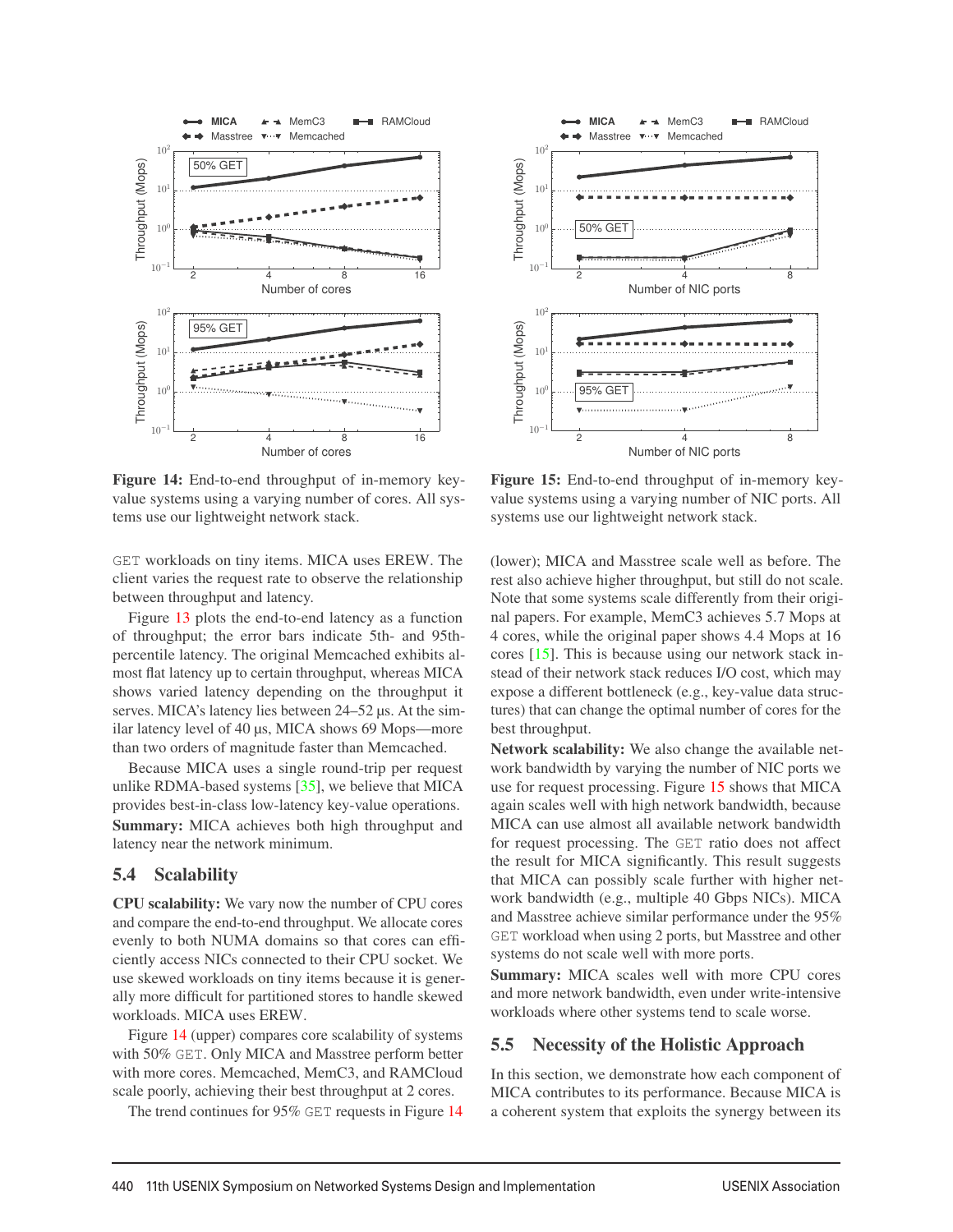**Figure 14:** End-to-end throughput of in-memory key-value systems using a varying number of cores. All systems use our lightweight network stack.

**Figure 15:** End-to-end throughput of in-memory key-value systems using a varying number of NIC ports. All systems use our lightweight network stack.

GET workloads on tiny items. MICA uses EREW. The client varies the request rate to observe the relationship between throughput and latency.

Figure 13 plots the end-to-end latency as a function of throughput; the error bars indicate 5th- and 95th-percentile latency. The original Memcached exhibits almost flat latency up to certain throughput, whereas MICA shows varied latency depending on the throughput it serves. MICA's latency lies between 24–52 µs. At the similar latency level of 40 µs, MICA shows 69 Mops—more than two orders of magnitude faster than Memcached.

Because MICA uses a single round-trip per request unlike RDMA-based systems [35], we believe that MICA provides best-in-class low-latency key-value operations.

**Summary:** MICA achieves both high throughput and latency near the network minimum.

## 5.4 Scalability

**CPU scalability:** We vary now the number of CPU cores and compare the end-to-end throughput. We allocate cores evenly to both NUMA domains so that cores can efficiently access NICs connected to their CPU socket. We use skewed workloads on tiny items because it is generally more difficult for partitioned stores to handle skewed workloads. MICA uses EREW.

Figure 14 (upper) compares core scalability of systems with 50% GET. Only MICA and Masstree perform better with more cores. Memcached, MemC3, and RAMCloud scale poorly, achieving their best throughput at 2 cores.

The trend continues for 95% GET requests in Figure 14 (lower); MICA and Masstree scale well as before. The rest also achieve higher throughput, but still do not scale. Note that some systems scale differently from their original papers. For example, MemC3 achieves 5.7 Mops at 4 cores, while the original paper shows 4.4 Mops at 16 cores [15]. This is because using our network stack instead of their network stack reduces I/O cost, which may expose a different bottleneck (e.g., key-value data structures) that can change the optimal number of cores for the best throughput.

**Network scalability:** We also change the available network bandwidth by varying the number of NIC ports we use for request processing. Figure 15 shows that MICA again scales well with high network bandwidth, because MICA can use almost all available network bandwidth for request processing. The GET ratio does not affect the result for MICA significantly. This result suggests that MICA can possibly scale further with higher network bandwidth (e.g., multiple 40 Gbps NICs). MICA and Masstree achieve similar performance under the 95% GET workload when using 2 ports, but Masstree and other systems do not scale well with more ports.

**Summary:** MICA scales well with more CPU cores and more network bandwidth, even under write-intensive workloads where other systems tend to scale worse.

## 5.5 Necessity of the Holistic Approach

In this section, we demonstrate how each component of MICA contributes to its performance. Because MICA is a coherent system that exploits the synergy between its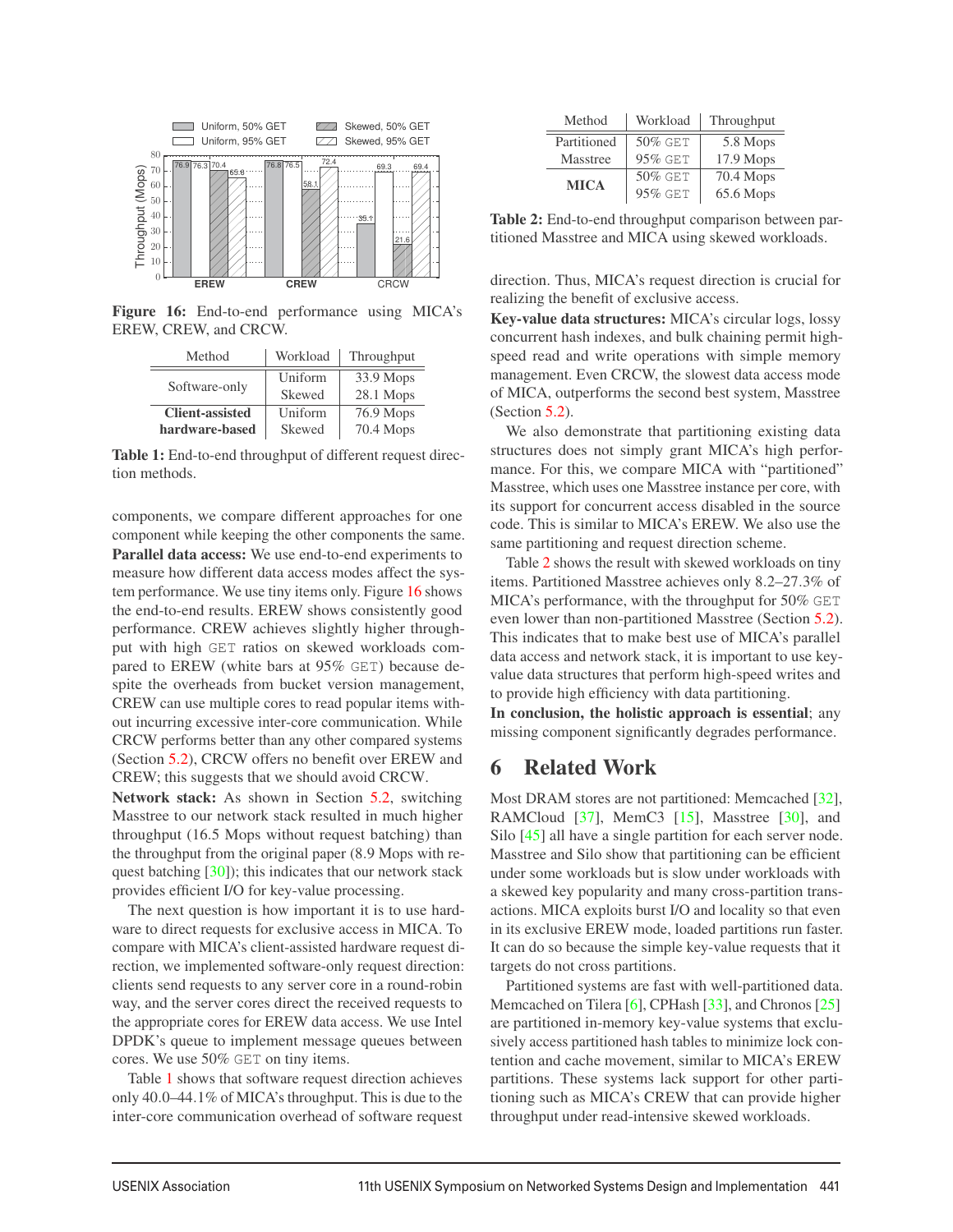Figure 16: End-to-end performance using MICA's EREW, CREW, and CRCW.

| Method | Workload | Throughput |
|---|---|---|
| Software-only | Uniform | 33.9 Mops |
| | Skewed | 28.1 Mops |
| **Client-assisted hardware-based** | Uniform | 76.9 Mops |
| | Skewed | 70.4 Mops |

Table 1: End-to-end throughput of different request direction methods.

components, we compare different approaches for one component while keeping the other components the same.

**Parallel data access:** We use end-to-end experiments to measure how different data access modes affect the system performance. We use tiny items only. Figure 16 shows the end-to-end results. EREW shows consistently good performance. CREW achieves slightly higher throughput with high GET ratios on skewed workloads compared to EREW (white bars at 95% GET) because despite the overheads from bucket version management, CREW can use multiple cores to read popular items without incurring excessive inter-core communication. While CRCW performs better than any other compared systems (Section 5.2), CRCW offers no benefit over EREW and CREW; this suggests that we should avoid CRCW.

**Network stack:** As shown in Section 5.2, switching Masstree to our network stack resulted in much higher throughput (16.5 Mops without request batching) than the throughput from the original paper (8.9 Mops with request batching [30]); this indicates that our network stack provides efficient I/O for key-value processing.

The next question is how important it is to use hardware to direct requests for exclusive access in MICA. To compare with MICA's client-assisted hardware request direction, we implemented software-only request direction: clients send requests to any server core in a round-robin way, and the server cores direct the received requests to the appropriate cores for EREW data access. We use Intel DPDK's queue to implement message queues between cores. We use 50% GET on tiny items.

Table 1 shows that software request direction achieves only 40.0–44.1% of MICA's throughput. This is due to the inter-core communication overhead of software request direction. Thus, MICA's request direction is crucial for realizing the benefit of exclusive access.

| Method | Workload | Throughput |
|---|---|---|
| Partitioned Masstree | 50% GET | 5.8 Mops |
| | 95% GET | 17.9 Mops |
| **MICA** | 50% GET | 70.4 Mops |
| | 95% GET | 65.6 Mops |

Table 2: End-to-end throughput comparison between partitioned Masstree and MICA using skewed workloads.

**Key-value data structures:** MICA's circular logs, lossy concurrent hash indexes, and bulk chaining permit high-speed read and write operations with simple memory management. Even CRCW, the slowest data access mode of MICA, outperforms the second best system, Masstree (Section 5.2).

We also demonstrate that partitioning existing data structures does not simply grant MICA's high performance. For this, we compare MICA with "partitioned" Masstree, which uses one Masstree instance per core, with its support for concurrent access disabled in the source code. This is similar to MICA's EREW. We also use the same partitioning and request direction scheme.

Table 2 shows the result with skewed workloads on tiny items. Partitioned Masstree achieves only 8.2–27.3% of MICA's performance, with the throughput for 50% GET even lower than non-partitioned Masstree (Section 5.2). This indicates that to make best use of MICA's parallel data access and network stack, it is important to use key-value data structures that perform high-speed writes and to provide high efficiency with data partitioning.

**In conclusion, the holistic approach is essential**; any missing component significantly degrades performance.

# 6 Related Work

Most DRAM stores are not partitioned: Memcached [32], RAMCloud [37], MemC3 [15], Masstree [30], and Silo [45] all have a single partition for each server node. Masstree and Silo show that partitioning can be efficient under some workloads but is slow under workloads with a skewed key popularity and many cross-partition transactions. MICA exploits burst I/O and locality so that even in its exclusive EREW mode, loaded partitions run faster. It can do so because the simple key-value requests that it targets do not cross partitions.

Partitioned systems are fast with well-partitioned data. Memcached on Tilera [6], CPHash [33], and Chronos [25] are partitioned in-memory key-value systems that exclusively access partitioned hash tables to minimize lock contention and cache movement, similar to MICA's EREW partitions. These systems lack support for other partitioning such as MICA's CREW that can provide higher throughput under read-intensive skewed workloads.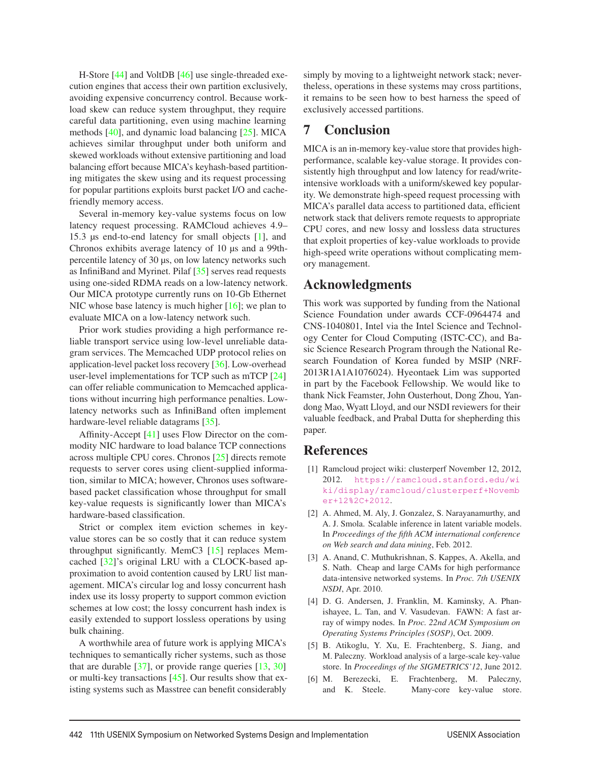H-Store [44] and VoltDB [46] use single-threaded execution engines that access their own partition exclusively, avoiding expensive concurrency control. Because workload skew can reduce system throughput, they require careful data partitioning, even using machine learning methods [40], and dynamic load balancing [25]. MICA achieves similar throughput under both uniform and skewed workloads without extensive partitioning and load balancing effort because MICA's keyhash-based partitioning mitigates the skew using and its request processing for popular partitions exploits burst packet I/O and cache-friendly memory access.

Several in-memory key-value systems focus on low latency request processing. RAMCloud achieves 4.9–15.3 µs end-to-end latency for small objects [1], and Chronos exhibits average latency of 10 µs and a 99th-percentile latency of 30 µs, on low latency networks such as InfiniBand and Myrinet. Pilaf [35] serves read requests using one-sided RDMA reads on a low-latency network. Our MICA prototype currently runs on 10-Gb Ethernet NIC whose base latency is much higher [16]; we plan to evaluate MICA on a low-latency network such.

Prior work studies providing a high performance reliable transport service using low-level unreliable datagram services. The Memcached UDP protocol relies on application-level packet loss recovery [36]. Low-overhead user-level implementations for TCP such as mTCP [24] can offer reliable communication to Memcached applications without incurring high performance penalties. Low-latency networks such as InfiniBand often implement hardware-level reliable datagrams [35].

Affinity-Accept [41] uses Flow Director on the commodity NIC hardware to load balance TCP connections across multiple CPU cores. Chronos [25] directs remote requests to server cores using client-supplied information, similar to MICA; however, Chronos uses software-based packet classification whose throughput for small key-value requests is significantly lower than MICA's hardware-based classification.

Strict or complex item eviction schemes in key-value stores can be so costly that it can reduce system throughput significantly. MemC3 [15] replaces Memcached [32]'s original LRU with a CLOCK-based approximation to avoid contention caused by LRU list management. MICA's circular log and lossy concurrent hash index use its lossy property to support common eviction schemes at low cost; the lossy concurrent hash index is easily extended to support lossless operations by using bulk chaining.

A worthwhile area of future work is applying MICA's techniques to semantically richer systems, such as those that are durable [37], or provide range queries [13, 30] or multi-key transactions [45]. Our results show that existing systems such as Masstree can benefit considerably simply by moving to a lightweight network stack; nevertheless, operations in these systems may cross partitions, it remains to be seen how to best harness the speed of exclusively accessed partitions.

# 7 Conclusion

MICA is an in-memory key-value store that provides high-performance, scalable key-value storage. It provides consistently high throughput and low latency for read/write-intensive workloads with a uniform/skewed key popularity. We demonstrate high-speed request processing with MICA's parallel data access to partitioned data, efficient network stack that delivers remote requests to appropriate CPU cores, and new lossy and lossless data structures that exploit properties of key-value workloads to provide high-speed write operations without complicating memory management.

# Acknowledgments

This work was supported by funding from the National Science Foundation under awards CCF-0964474 and CNS-1040801, Intel via the Intel Science and Technology Center for Cloud Computing (ISTC-CC), and Basic Science Research Program through the National Research Foundation of Korea funded by MSIP (NRF-2013R1A1A1076024). Hyeontaek Lim was supported in part by the Facebook Fellowship. We would like to thank Nick Feamster, John Ousterhout, Dong Zhou, Yandong Mao, Wyatt Lloyd, and our NSDI reviewers for their valuable feedback, and Prabal Dutta for shepherding this paper.

# References

[1] Ramcloud project wiki: clusterperf November 12, 2012, 2012. https://ramcloud.stanford.edu/wiki/display/ramcloud/clusterperf+November+12%2C+2012.

[2] A. Ahmed, M. Aly, J. Gonzalez, S. Narayanamurthy, and A. J. Smola. Scalable inference in latent variable models. In *Proceedings of the fifth ACM international conference on Web search and data mining*, Feb. 2012.

[3] A. Anand, C. Muthukrishnan, S. Kappes, A. Akella, and S. Nath. Cheap and large CAMs for high performance data-intensive networked systems. In *Proc. 7th USENIX NSDI*, Apr. 2010.

[4] D. G. Andersen, J. Franklin, M. Kaminsky, A. Phanishayee, L. Tan, and V. Vasudevan. FAWN: A fast array of wimpy nodes. In *Proc. 22nd ACM Symposium on Operating Systems Principles (SOSP)*, Oct. 2009.

[5] B. Atikoglu, Y. Xu, E. Frachtenberg, S. Jiang, and M. Paleczny. Workload analysis of a large-scale key-value store. In *Proceedings of the SIGMETRICS'12*, June 2012.

[6] M. Berezecki, E. Frachtenberg, M. Paleczny, and K. Steele. Many-core key-value store.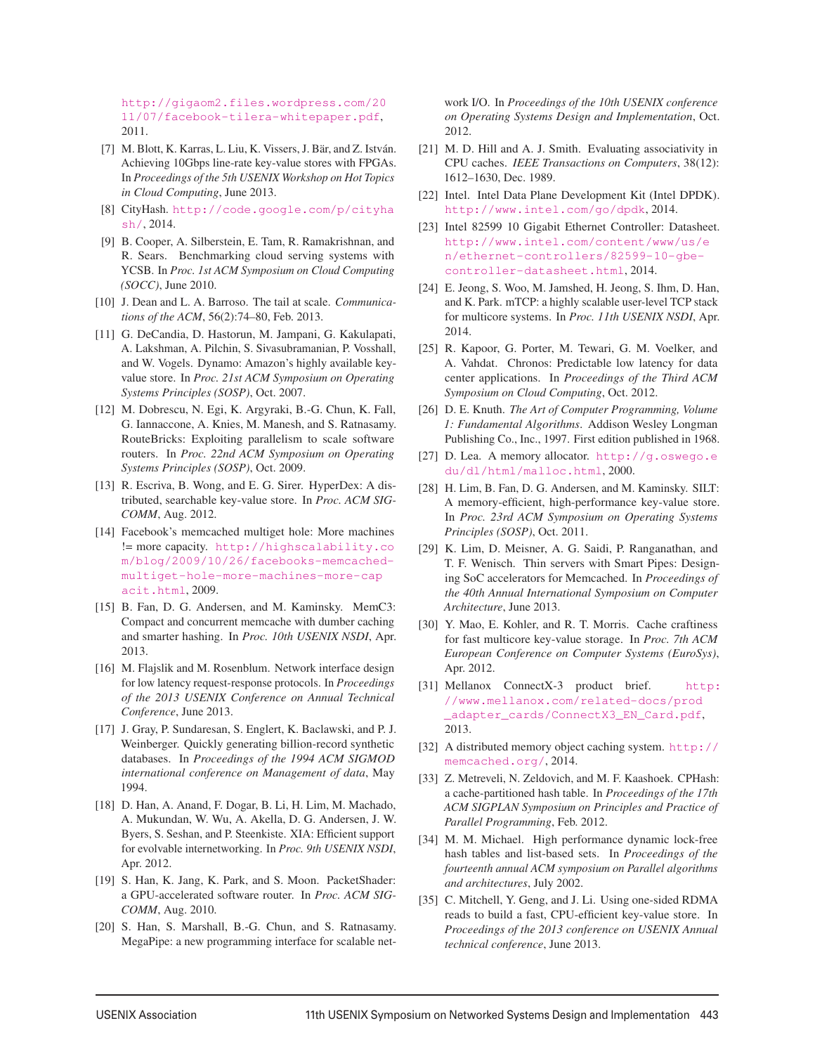http://gigaom2.files.wordpress.com/2011/07/facebook-tilera-whitepaper.pdf, 2011.

[7] M. Blott, K. Karras, L. Liu, K. Vissers, J. Bär, and Z. István. Achieving 10Gbps line-rate key-value stores with FPGAs. In *Proceedings of the 5th USENIX Workshop on Hot Topics in Cloud Computing*, June 2013.

[8] CityHash. http://code.google.com/p/cityhash/, 2014.

[9] B. Cooper, A. Silberstein, E. Tam, R. Ramakrishnan, and R. Sears. Benchmarking cloud serving systems with YCSB. In *Proc. 1st ACM Symposium on Cloud Computing (SOCC)*, June 2010.

[10] J. Dean and L. A. Barroso. The tail at scale. *Communications of the ACM*, 56(2):74–80, Feb. 2013.

[11] G. DeCandia, D. Hastorun, M. Jampani, G. Kakulapati, A. Lakshman, A. Pilchin, S. Sivasubramanian, P. Vosshall, and W. Vogels. Dynamo: Amazon's highly available key-value store. In *Proc. 21st ACM Symposium on Operating Systems Principles (SOSP)*, Oct. 2007.

[12] M. Dobrescu, N. Egi, K. Argyraki, B.-G. Chun, K. Fall, G. Iannaccone, A. Knies, M. Manesh, and S. Ratnasamy. RouteBricks: Exploiting parallelism to scale software routers. In *Proc. 22nd ACM Symposium on Operating Systems Principles (SOSP)*, Oct. 2009.

[13] R. Escriva, B. Wong, and E. G. Sirer. HyperDex: A distributed, searchable key-value store. In *Proc. ACM SIGCOMM*, Aug. 2012.

[14] Facebook's memcached multiget hole: More machines != more capacity. http://highscalability.com/blog/2009/10/26/facebooks-memcached-multiget-hole-more-machines-more-capacit.html, 2009.

[15] B. Fan, D. G. Andersen, and M. Kaminsky. MemC3: Compact and concurrent memcache with dumber caching and smarter hashing. In *Proc. 10th USENIX NSDI*, Apr. 2013.

[16] M. Flajslik and M. Rosenblum. Network interface design for low latency request-response protocols. In *Proceedings of the 2013 USENIX Conference on Annual Technical Conference*, June 2013.

[17] J. Gray, P. Sundaresan, S. Englert, K. Baclawski, and P. J. Weinberger. Quickly generating billion-record synthetic databases. In *Proceedings of the 1994 ACM SIGMOD international conference on Management of data*, May 1994.

[18] D. Han, A. Anand, F. Dogar, B. Li, H. Lim, M. Machado, A. Mukundan, W. Wu, A. Akella, D. G. Andersen, J. W. Byers, S. Seshan, and P. Steenkiste. XIA: Efficient support for evolvable internetworking. In *Proc. 9th USENIX NSDI*, Apr. 2012.

[19] S. Han, K. Jang, K. Park, and S. Moon. PacketShader: a GPU-accelerated software router. In *Proc. ACM SIGCOMM*, Aug. 2010.

[20] S. Han, S. Marshall, B.-G. Chun, and S. Ratnasamy. MegaPipe: a new programming interface for scalable network I/O. In *Proceedings of the 10th USENIX conference on Operating Systems Design and Implementation*, Oct. 2012.

[21] M. D. Hill and A. J. Smith. Evaluating associativity in CPU caches. *IEEE Transactions on Computers*, 38(12): 1612–1630, Dec. 1989.

[22] Intel. Intel Data Plane Development Kit (Intel DPDK). http://www.intel.com/go/dpdk, 2014.

[23] Intel 82599 10 Gigabit Ethernet Controller: Datasheet. http://www.intel.com/content/www/us/en/ethernet-controllers/82599-10-gbe-controller-datasheet.html, 2014.

[24] E. Jeong, S. Woo, M. Jamshed, H. Jeong, S. Ihm, D. Han, and K. Park. mTCP: a highly scalable user-level TCP stack for multicore systems. In *Proc. 11th USENIX NSDI*, Apr. 2014.

[25] R. Kapoor, G. Porter, M. Tewari, G. M. Voelker, and A. Vahdat. Chronos: Predictable low latency for data center applications. In *Proceedings of the Third ACM Symposium on Cloud Computing*, Oct. 2012.

[26] D. E. Knuth. *The Art of Computer Programming, Volume 1: Fundamental Algorithms*. Addison Wesley Longman Publishing Co., Inc., 1997. First edition published in 1968.

[27] D. Lea. A memory allocator. http://g.oswego.edu/dl/html/malloc.html, 2000.

[28] H. Lim, B. Fan, D. G. Andersen, and M. Kaminsky. SILT: A memory-efficient, high-performance key-value store. In *Proc. 23rd ACM Symposium on Operating Systems Principles (SOSP)*, Oct. 2011.

[29] K. Lim, D. Meisner, A. G. Saidi, P. Ranganathan, and T. F. Wenisch. Thin servers with Smart Pipes: Designing SoC accelerators for Memcached. In *Proceedings of the 40th Annual International Symposium on Computer Architecture*, June 2013.

[30] Y. Mao, E. Kohler, and R. T. Morris. Cache craftiness for fast multicore key-value storage. In *Proc. 7th ACM European Conference on Computer Systems (EuroSys)*, Apr. 2012.

[31] Mellanox ConnectX-3 product brief. http://www.mellanox.com/related-docs/prod_adapter_cards/ConnectX3_EN_Card.pdf, 2013.

[32] A distributed memory object caching system. http://memcached.org/, 2014.

[33] Z. Metreveli, N. Zeldovich, and M. F. Kaashoek. CPHash: a cache-partitioned hash table. In *Proceedings of the 17th ACM SIGPLAN Symposium on Principles and Practice of Parallel Programming*, Feb. 2012.

[34] M. M. Michael. High performance dynamic lock-free hash tables and list-based sets. In *Proceedings of the fourteenth annual ACM symposium on Parallel algorithms and architectures*, July 2002.

[35] C. Mitchell, Y. Geng, and J. Li. Using one-sided RDMA reads to build a fast, CPU-efficient key-value store. In *Proceedings of the 2013 conference on USENIX Annual technical conference*, June 2013.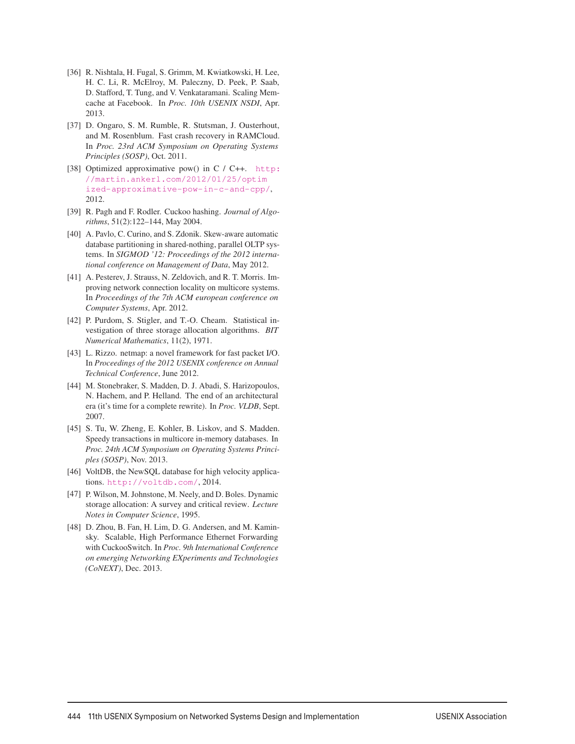[36] R. Nishtala, H. Fugal, S. Grimm, M. Kwiatkowski, H. Lee, H. C. Li, R. McElroy, M. Paleczny, D. Peek, P. Saab, D. Stafford, T. Tung, and V. Venkataramani. Scaling Memcache at Facebook. In *Proc. 10th USENIX NSDI*, Apr. 2013.

[37] D. Ongaro, S. M. Rumble, R. Stutsman, J. Ousterhout, and M. Rosenblum. Fast crash recovery in RAMCloud. In *Proc. 23rd ACM Symposium on Operating Systems Principles (SOSP)*, Oct. 2011.

[38] Optimized approximative pow() in C / C++. http://martin.ankerl.com/2012/01/25/optimized-approximative-pow-in-c-and-cpp/, 2012.

[39] R. Pagh and F. Rodler. Cuckoo hashing. *Journal of Algorithms*, 51(2):122–144, May 2004.

[40] A. Pavlo, C. Curino, and S. Zdonik. Skew-aware automatic database partitioning in shared-nothing, parallel OLTP systems. In *SIGMOD '12: Proceedings of the 2012 international conference on Management of Data*, May 2012.

[41] A. Pesterev, J. Strauss, N. Zeldovich, and R. T. Morris. Improving network connection locality on multicore systems. In *Proceedings of the 7th ACM european conference on Computer Systems*, Apr. 2012.

[42] P. Purdom, S. Stigler, and T.-O. Cheam. Statistical investigation of three storage allocation algorithms. *BIT Numerical Mathematics*, 11(2), 1971.

[43] L. Rizzo. netmap: a novel framework for fast packet I/O. In *Proceedings of the 2012 USENIX conference on Annual Technical Conference*, June 2012.

[44] M. Stonebraker, S. Madden, D. J. Abadi, S. Harizopoulos, N. Hachem, and P. Helland. The end of an architectural era (it's time for a complete rewrite). In *Proc. VLDB*, Sept. 2007.

[45] S. Tu, W. Zheng, E. Kohler, B. Liskov, and S. Madden. Speedy transactions in multicore in-memory databases. In *Proc. 24th ACM Symposium on Operating Systems Principles (SOSP)*, Nov. 2013.

[46] VoltDB, the NewSQL database for high velocity applications. http://voltdb.com/, 2014.

[47] P. Wilson, M. Johnstone, M. Neely, and D. Boles. Dynamic storage allocation: A survey and critical review. *Lecture Notes in Computer Science*, 1995.

[48] D. Zhou, B. Fan, H. Lim, D. G. Andersen, and M. Kaminsky. Scalable, High Performance Ethernet Forwarding with CuckooSwitch. In *Proc. 9th International Conference on emerging Networking EXperiments and Technologies (CoNEXT)*, Dec. 2013.